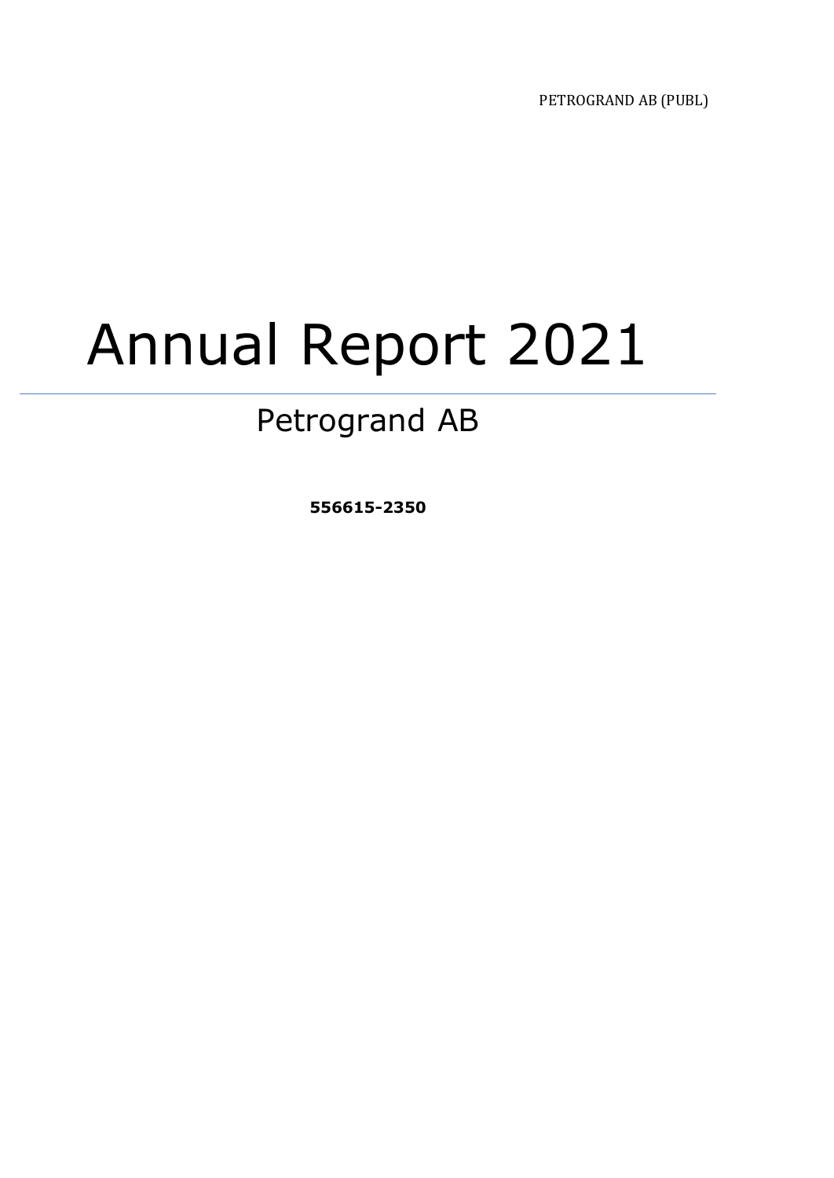# Annual Report 2021

## Petrogrand AB

**556615-2350**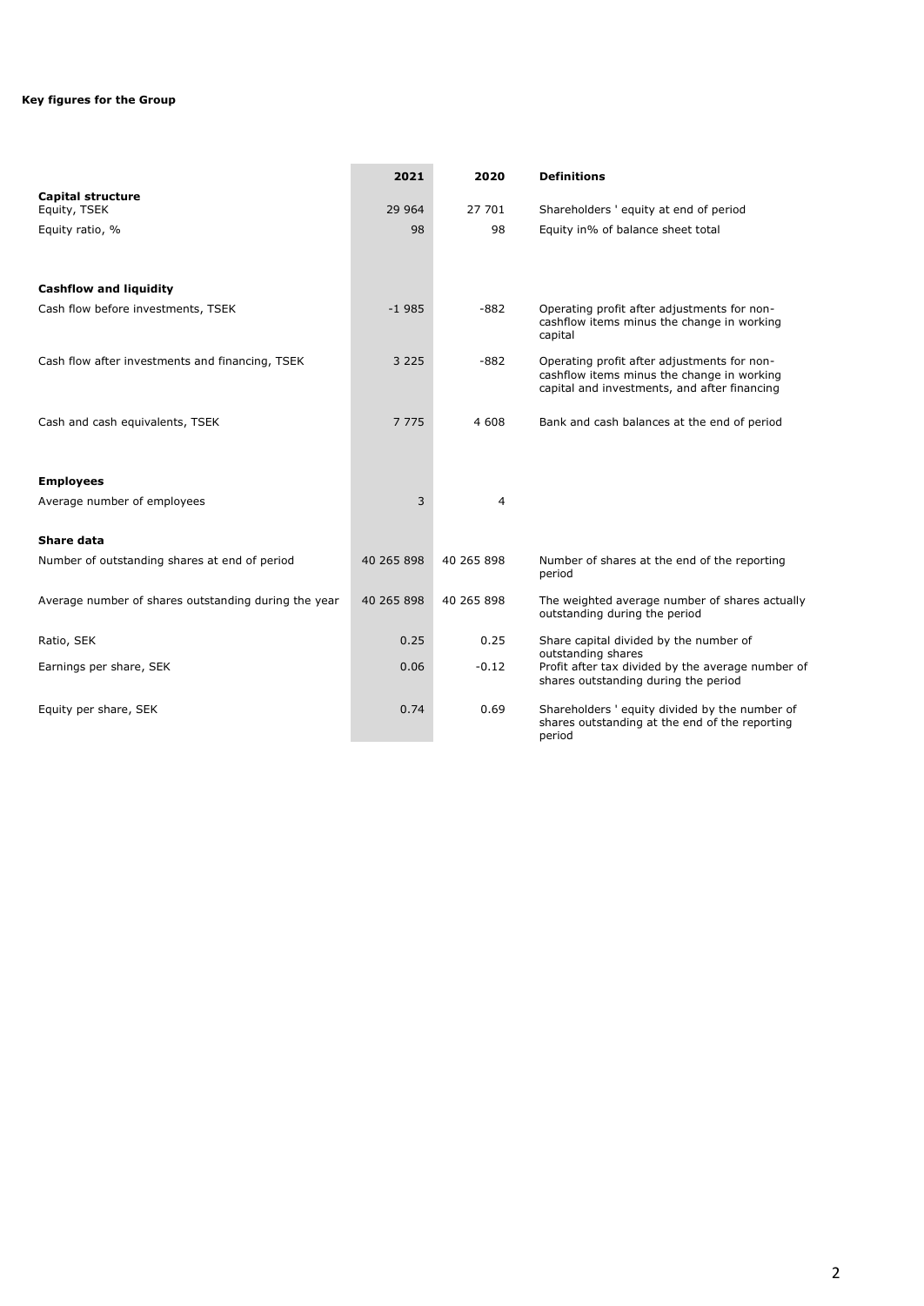**Key figures for the Group**

| | 2021 | 2020 | Definitions |
|---|---|---|---|
| **Capital structure** | | | |
| Equity, TSEK | 29 964 | 27 701 | Shareholders ' equity at end of period |
| Equity ratio, % | 98 | 98 | Equity in% of balance sheet total |
| **Cashflow and liquidity** | | | |
| Cash flow before investments, TSEK | -1 985 | -882 | Operating profit after adjustments for non-cashflow items minus the change in working capital |
| Cash flow after investments and financing, TSEK | 3 225 | -882 | Operating profit after adjustments for non-cashflow items minus the change in working capital and investments, and after financing |
| Cash and cash equivalents, TSEK | 7 775 | 4 608 | Bank and cash balances at the end of period |
| **Employees** | | | |
| Average number of employees | 3 | 4 | |
| **Share data** | | | |
| Number of outstanding shares at end of period | 40 265 898 | 40 265 898 | Number of shares at the end of the reporting period |
| Average number of shares outstanding during the year | 40 265 898 | 40 265 898 | The weighted average number of shares actually outstanding during the period |
| Ratio, SEK | 0.25 | 0.25 | Share capital divided by the number of outstanding shares |
| Earnings per share, SEK | 0.06 | -0.12 | Profit after tax divided by the average number of shares outstanding during the period |
| Equity per share, SEK | 0.74 | 0.69 | Shareholders ' equity divided by the number of shares outstanding at the end of the reporting period |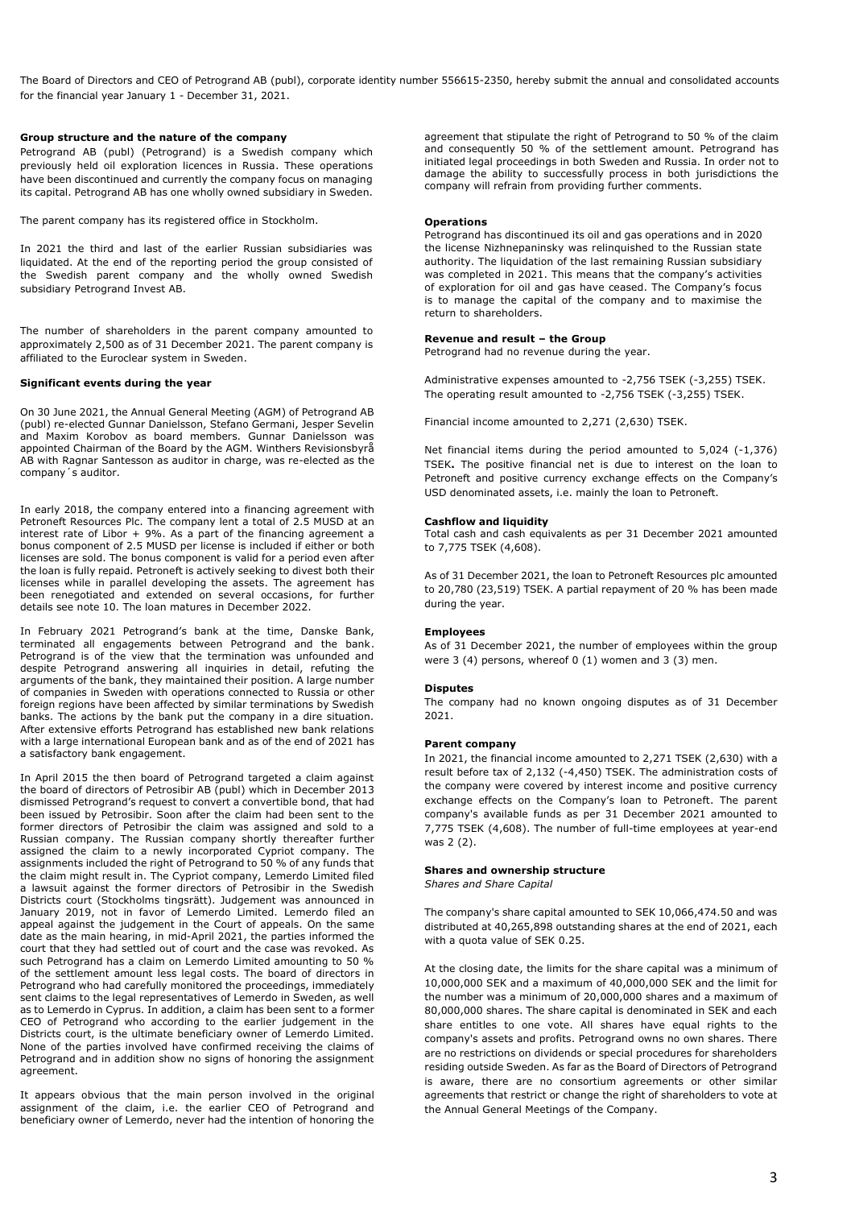The Board of Directors and CEO of Petrogrand AB (publ), corporate identity number 556615-2350, hereby submit the annual and consolidated accounts for the financial year January 1 - December 31, 2021.

**Group structure and the nature of the company**

Petrogrand AB (publ) (Petrogrand) is a Swedish company which previously held oil exploration licences in Russia. These operations have been discontinued and currently the company focus on managing its capital. Petrogrand AB has one wholly owned subsidiary in Sweden.

The parent company has its registered office in Stockholm.

In 2021 the third and last of the earlier Russian subsidiaries was liquidated. At the end of the reporting period the group consisted of the Swedish parent company and the wholly owned Swedish subsidiary Petrogrand Invest AB.

The number of shareholders in the parent company amounted to approximately 2,500 as of 31 December 2021. The parent company is affiliated to the Euroclear system in Sweden.

**Significant events during the year**

On 30 June 2021, the Annual General Meeting (AGM) of Petrogrand AB (publ) re-elected Gunnar Danielsson, Stefano Germani, Jesper Sevelin and Maxim Korobov as board members. Gunnar Danielsson was appointed Chairman of the Board by the AGM. Winthers Revisionsbyrå AB with Ragnar Santesson as auditor in charge, was re-elected as the company´s auditor.

In early 2018, the company entered into a financing agreement with Petroneft Resources Plc. The company lent a total of 2.5 MUSD at an interest rate of Libor + 9%. As a part of the financing agreement a bonus component of 2.5 MUSD per license is included if either or both licenses are sold. The bonus component is valid for a period even after the loan is fully repaid. Petroneft is actively seeking to divest both their licenses while in parallel developing the assets. The agreement has been renegotiated and extended on several occasions, for further details see note 10. The loan matures in December 2022.

In February 2021 Petrogrand's bank at the time, Danske Bank, terminated all engagements between Petrogrand and the bank. Petrogrand is of the view that the termination was unfounded and despite Petrogrand answering all inquiries in detail, refuting the arguments of the bank, they maintained their position. A large number of companies in Sweden with operations connected to Russia or other foreign regions have been affected by similar terminations by Swedish banks. The actions by the bank put the company in a dire situation. After extensive efforts Petrogrand has established new bank relations with a large international European bank and as of the end of 2021 has a satisfactory bank engagement.

In April 2015 the then board of Petrogrand targeted a claim against the board of directors of Petrosibir AB (publ) which in December 2013 dismissed Petrogrand's request to convert a convertible bond, that had been issued by Petrosibir. Soon after the claim had been sent to the former directors of Petrosibir the claim was assigned and sold to a Russian company. The Russian company shortly thereafter further assigned the claim to a newly incorporated Cypriot company. The assignments included the right of Petrogrand to 50 % of any funds that the claim might result in. The Cypriot company, Lemerdo Limited filed a lawsuit against the former directors of Petrosibir in the Swedish Districts court (Stockholms tingsrätt). Judgement was announced in January 2019, not in favor of Lemerdo Limited. Lemerdo filed an appeal against the judgement in the Court of appeals. On the same date as the main hearing, in mid-April 2021, the parties informed the court that they had settled out of court and the case was revoked. As such Petrogrand has a claim on Lemerdo Limited amounting to 50 % of the settlement amount less legal costs. The board of directors in Petrogrand who had carefully monitored the proceedings, immediately sent claims to the legal representatives of Lemerdo in Sweden, as well as to Lemerdo in Cyprus. In addition, a claim has been sent to a former CEO of Petrogrand who according to the earlier judgement in the Districts court, is the ultimate beneficiary owner of Lemerdo Limited. None of the parties involved have confirmed receiving the claims of Petrogrand and in addition show no signs of honoring the assignment agreement.

It appears obvious that the main person involved in the original assignment of the claim, i.e. the earlier CEO of Petrogrand and beneficiary owner of Lemerdo, never had the intention of honoring the agreement that stipulate the right of Petrogrand to 50 % of the claim and consequently 50 % of the settlement amount. Petrogrand has initiated legal proceedings in both Sweden and Russia. In order not to damage the ability to successfully process in both jurisdictions the company will refrain from providing further comments.

**Operations**

Petrogrand has discontinued its oil and gas operations and in 2020 the license Nizhnepaninsky was relinquished to the Russian state authority. The liquidation of the last remaining Russian subsidiary was completed in 2021. This means that the company's activities of exploration for oil and gas have ceased. The Company's focus is to manage the capital of the company and to maximise the return to shareholders.

**Revenue and result – the Group**

Petrogrand had no revenue during the year.

Administrative expenses amounted to -2,756 TSEK (-3,255) TSEK. The operating result amounted to -2,756 TSEK (-3,255) TSEK.

Financial income amounted to 2,271 (2,630) TSEK.

Net financial items during the period amounted to 5,024 (-1,376) TSEK**.** The positive financial net is due to interest on the loan to Petroneft and positive currency exchange effects on the Company's USD denominated assets, i.e. mainly the loan to Petroneft.

**Cashflow and liquidity**

Total cash and cash equivalents as per 31 December 2021 amounted to 7,775 TSEK (4,608).

As of 31 December 2021, the loan to Petroneft Resources plc amounted to 20,780 (23,519) TSEK. A partial repayment of 20 % has been made during the year.

**Employees**

As of 31 December 2021, the number of employees within the group were 3 (4) persons, whereof 0 (1) women and 3 (3) men.

**Disputes**

The company had no known ongoing disputes as of 31 December 2021.

**Parent company**

In 2021, the financial income amounted to 2,271 TSEK (2,630) with a result before tax of 2,132 (-4,450) TSEK. The administration costs of the company were covered by interest income and positive currency exchange effects on the Company's loan to Petroneft. The parent company's available funds as per 31 December 2021 amounted to 7,775 TSEK (4,608). The number of full-time employees at year-end was 2 (2).

**Shares and ownership structure**

*Shares and Share Capital*

The company's share capital amounted to SEK 10,066,474.50 and was distributed at 40,265,898 outstanding shares at the end of 2021, each with a quota value of SEK 0.25.

At the closing date, the limits for the share capital was a minimum of 10,000,000 SEK and a maximum of 40,000,000 SEK and the limit for the number was a minimum of 20,000,000 shares and a maximum of 80,000,000 shares. The share capital is denominated in SEK and each share entitles to one vote. All shares have equal rights to the company's assets and profits. Petrogrand owns no own shares. There are no restrictions on dividends or special procedures for shareholders residing outside Sweden. As far as the Board of Directors of Petrogrand is aware, there are no consortium agreements or other similar agreements that restrict or change the right of shareholders to vote at the Annual General Meetings of the Company.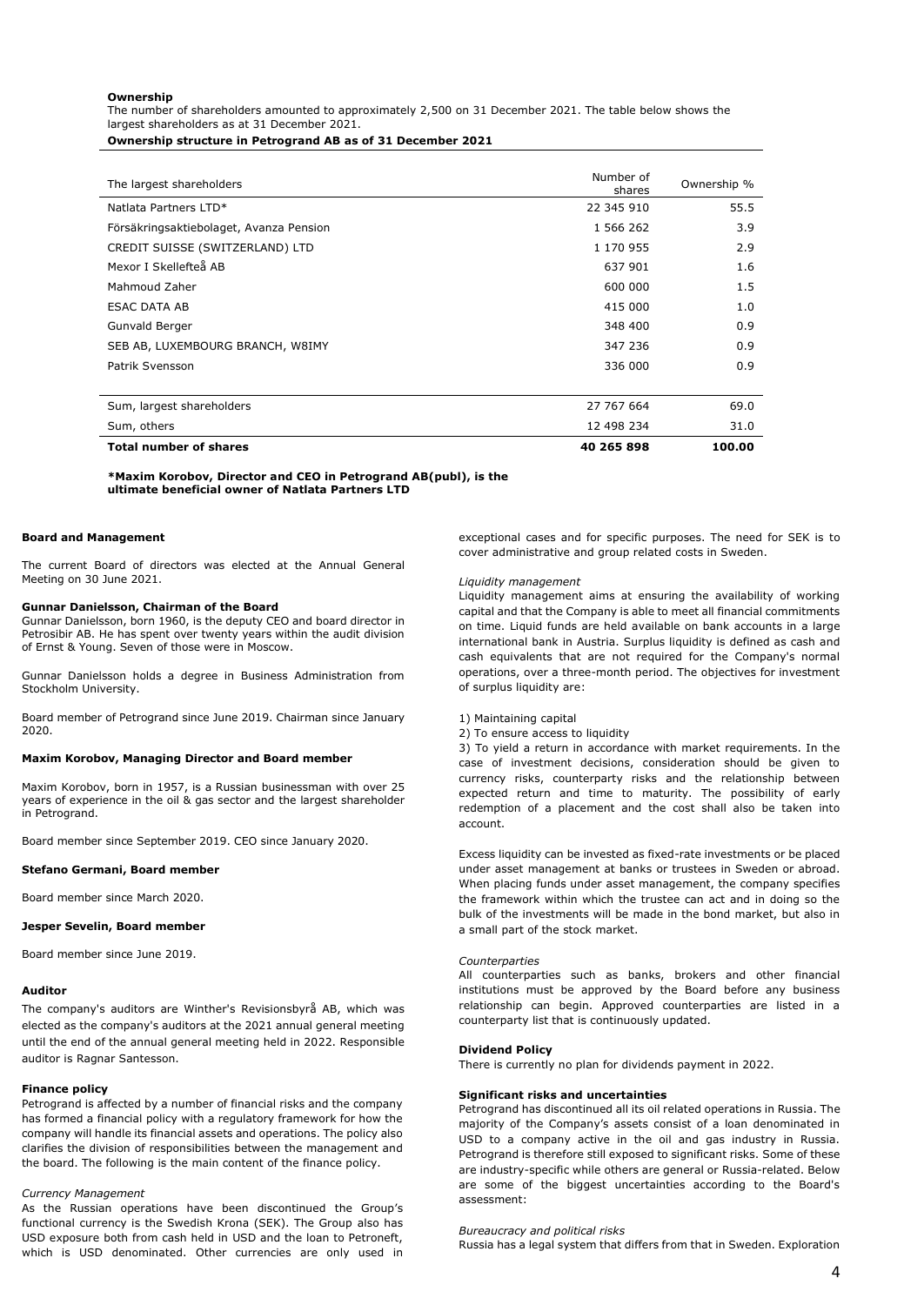**Ownership**

The number of shareholders amounted to approximately 2,500 on 31 December 2021. The table below shows the largest shareholders as at 31 December 2021.

**Ownership structure in Petrogrand AB as of 31 December 2021**

| The largest shareholders | Number of shares | Ownership % |
|---|---|---|
| Natlata Partners LTD* | 22 345 910 | 55.5 |
| Försäkringsaktiebolaget, Avanza Pension | 1 566 262 | 3.9 |
| CREDIT SUISSE (SWITZERLAND) LTD | 1 170 955 | 2.9 |
| Mexor I Skellefteå AB | 637 901 | 1.6 |
| Mahmoud Zaher | 600 000 | 1.5 |
| ESAC DATA AB | 415 000 | 1.0 |
| Gunvald Berger | 348 400 | 0.9 |
| SEB AB, LUXEMBOURG BRANCH, W8IMY | 347 236 | 0.9 |
| Patrik Svensson | 336 000 | 0.9 |
| Sum, largest shareholders | 27 767 664 | 69.0 |
| Sum, others | 12 498 234 | 31.0 |
| **Total number of shares** | **40 265 898** | **100.00** |

***Maxim Korobov, Director and CEO in Petrogrand AB(publ), is the ultimate beneficial owner of Natlata Partners LTD**

**Board and Management**

The current Board of directors was elected at the Annual General Meeting on 30 June 2021.

**Gunnar Danielsson, Chairman of the Board**

Gunnar Danielsson, born 1960, is the deputy CEO and board director in Petrosibir AB. He has spent over twenty years within the audit division of Ernst & Young. Seven of those were in Moscow.

Gunnar Danielsson holds a degree in Business Administration from Stockholm University.

Board member of Petrogrand since June 2019. Chairman since January 2020.

**Maxim Korobov, Managing Director and Board member**

Maxim Korobov, born in 1957, is a Russian businessman with over 25 years of experience in the oil & gas sector and the largest shareholder in Petrogrand.

Board member since September 2019. CEO since January 2020.

**Stefano Germani, Board member**

Board member since March 2020.

**Jesper Sevelin, Board member**

Board member since June 2019.

**Auditor**

The company's auditors are Winther's Revisionsbyrå AB, which was elected as the company's auditors at the 2021 annual general meeting until the end of the annual general meeting held in 2022. Responsible auditor is Ragnar Santesson.

**Finance policy**

Petrogrand is affected by a number of financial risks and the company has formed a financial policy with a regulatory framework for how the company will handle its financial assets and operations. The policy also clarifies the division of responsibilities between the management and the board. The following is the main content of the finance policy.

*Currency Management*

As the Russian operations have been discontinued the Group's functional currency is the Swedish Krona (SEK). The Group also has USD exposure both from cash held in USD and the loan to Petroneft, which is USD denominated. Other currencies are only used in exceptional cases and for specific purposes. The need for SEK is to cover administrative and group related costs in Sweden.

*Liquidity management*

Liquidity management aims at ensuring the availability of working capital and that the Company is able to meet all financial commitments on time. Liquid funds are held available on bank accounts in a large international bank in Austria. Surplus liquidity is defined as cash and cash equivalents that are not required for the Company's normal operations, over a three-month period. The objectives for investment of surplus liquidity are:

1) Maintaining capital
2) To ensure access to liquidity
3) To yield a return in accordance with market requirements. In the case of investment decisions, consideration should be given to currency risks, counterparty risks and the relationship between expected return and time to maturity. The possibility of early redemption of a placement and the cost shall also be taken into account.

Excess liquidity can be invested as fixed-rate investments or be placed under asset management at banks or trustees in Sweden or abroad. When placing funds under asset management, the company specifies the framework within which the trustee can act and in doing so the bulk of the investments will be made in the bond market, but also in a small part of the stock market.

*Counterparties*

All counterparties such as banks, brokers and other financial institutions must be approved by the Board before any business relationship can begin. Approved counterparties are listed in a counterparty list that is continuously updated.

**Dividend Policy**

There is currently no plan for dividends payment in 2022.

**Significant risks and uncertainties**

Petrogrand has discontinued all its oil related operations in Russia. The majority of the Company's assets consist of a loan denominated in USD to a company active in the oil and gas industry in Russia. Petrogrand is therefore still exposed to significant risks. Some of these are industry-specific while others are general or Russia-related. Below are some of the biggest uncertainties according to the Board's assessment:

*Bureaucracy and political risks*

Russia has a legal system that differs from that in Sweden. Exploration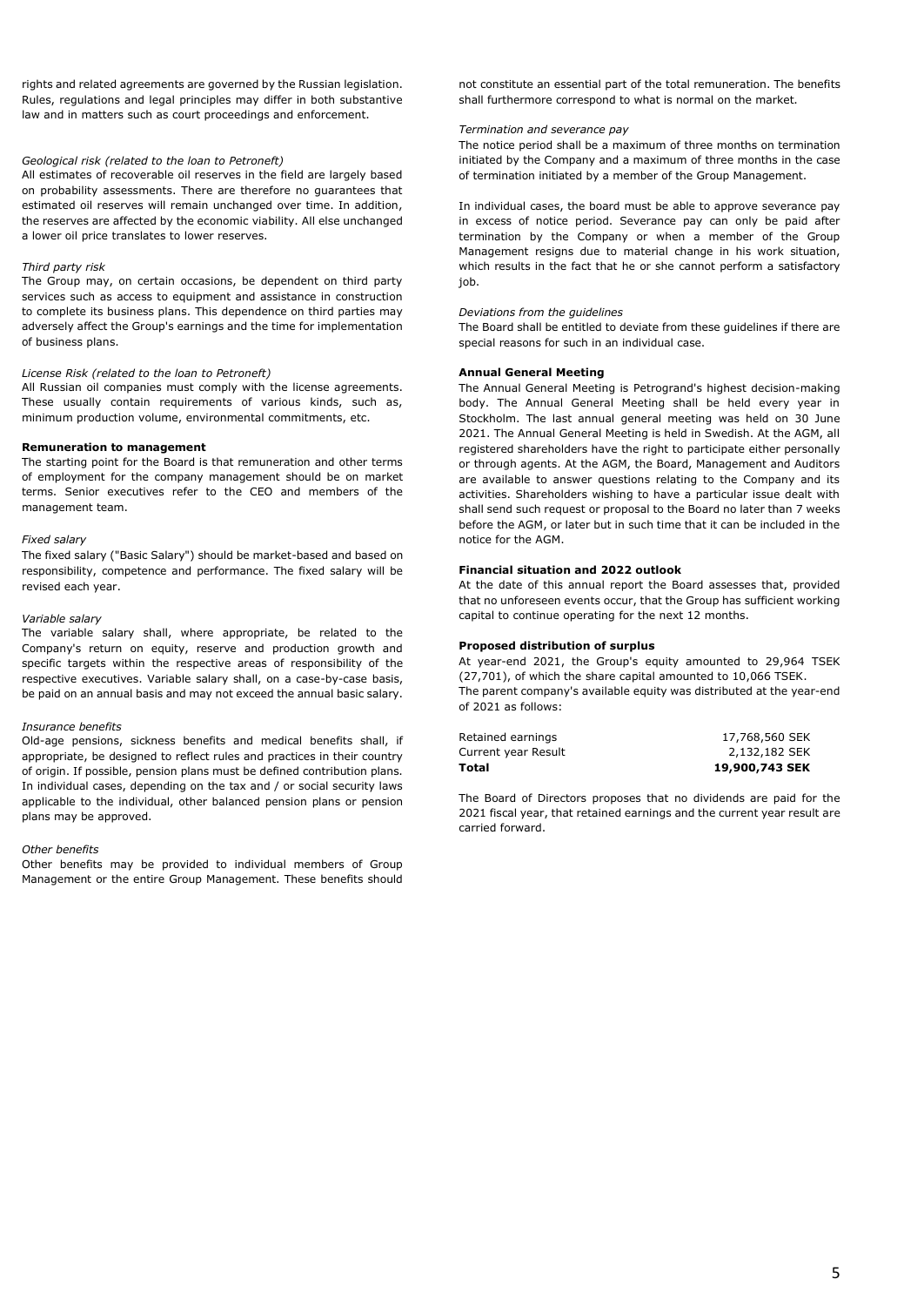rights and related agreements are governed by the Russian legislation. Rules, regulations and legal principles may differ in both substantive law and in matters such as court proceedings and enforcement.

*Geological risk (related to the loan to Petroneft)*

All estimates of recoverable oil reserves in the field are largely based on probability assessments. There are therefore no guarantees that estimated oil reserves will remain unchanged over time. In addition, the reserves are affected by the economic viability. All else unchanged a lower oil price translates to lower reserves.

*Third party risk*

The Group may, on certain occasions, be dependent on third party services such as access to equipment and assistance in construction to complete its business plans. This dependence on third parties may adversely affect the Group's earnings and the time for implementation of business plans.

*License Risk (related to the loan to Petroneft)*

All Russian oil companies must comply with the license agreements. These usually contain requirements of various kinds, such as, minimum production volume, environmental commitments, etc.

**Remuneration to management**

The starting point for the Board is that remuneration and other terms of employment for the company management should be on market terms. Senior executives refer to the CEO and members of the management team.

*Fixed salary*

The fixed salary ("Basic Salary") should be market-based and based on responsibility, competence and performance. The fixed salary will be revised each year.

*Variable salary*

The variable salary shall, where appropriate, be related to the Company's return on equity, reserve and production growth and specific targets within the respective areas of responsibility of the respective executives. Variable salary shall, on a case-by-case basis, be paid on an annual basis and may not exceed the annual basic salary.

*Insurance benefits*

Old-age pensions, sickness benefits and medical benefits shall, if appropriate, be designed to reflect rules and practices in their country of origin. If possible, pension plans must be defined contribution plans. In individual cases, depending on the tax and / or social security laws applicable to the individual, other balanced pension plans or pension plans may be approved.

*Other benefits*

Other benefits may be provided to individual members of Group Management or the entire Group Management. These benefits should not constitute an essential part of the total remuneration. The benefits shall furthermore correspond to what is normal on the market.

*Termination and severance pay*

The notice period shall be a maximum of three months on termination initiated by the Company and a maximum of three months in the case of termination initiated by a member of the Group Management.

In individual cases, the board must be able to approve severance pay in excess of notice period. Severance pay can only be paid after termination by the Company or when a member of the Group Management resigns due to material change in his work situation, which results in the fact that he or she cannot perform a satisfactory job.

*Deviations from the guidelines*

The Board shall be entitled to deviate from these guidelines if there are special reasons for such in an individual case.

**Annual General Meeting**

The Annual General Meeting is Petrogrand's highest decision-making body. The Annual General Meeting shall be held every year in Stockholm. The last annual general meeting was held on 30 June 2021. The Annual General Meeting is held in Swedish. At the AGM, all registered shareholders have the right to participate either personally or through agents. At the AGM, the Board, Management and Auditors are available to answer questions relating to the Company and its activities. Shareholders wishing to have a particular issue dealt with shall send such request or proposal to the Board no later than 7 weeks before the AGM, or later but in such time that it can be included in the notice for the AGM.

**Financial situation and 2022 outlook**

At the date of this annual report the Board assesses that, provided that no unforeseen events occur, that the Group has sufficient working capital to continue operating for the next 12 months.

**Proposed distribution of surplus**

At year-end 2021, the Group's equity amounted to 29,964 TSEK (27,701), of which the share capital amounted to 10,066 TSEK. The parent company's available equity was distributed at the year-end of 2021 as follows:

| | |
|---|---|
| Retained earnings | 17,768,560 SEK |
| Current year Result | 2,132,182 SEK |
| **Total** | **19,900,743 SEK** |

The Board of Directors proposes that no dividends are paid for the 2021 fiscal year, that retained earnings and the current year result are carried forward.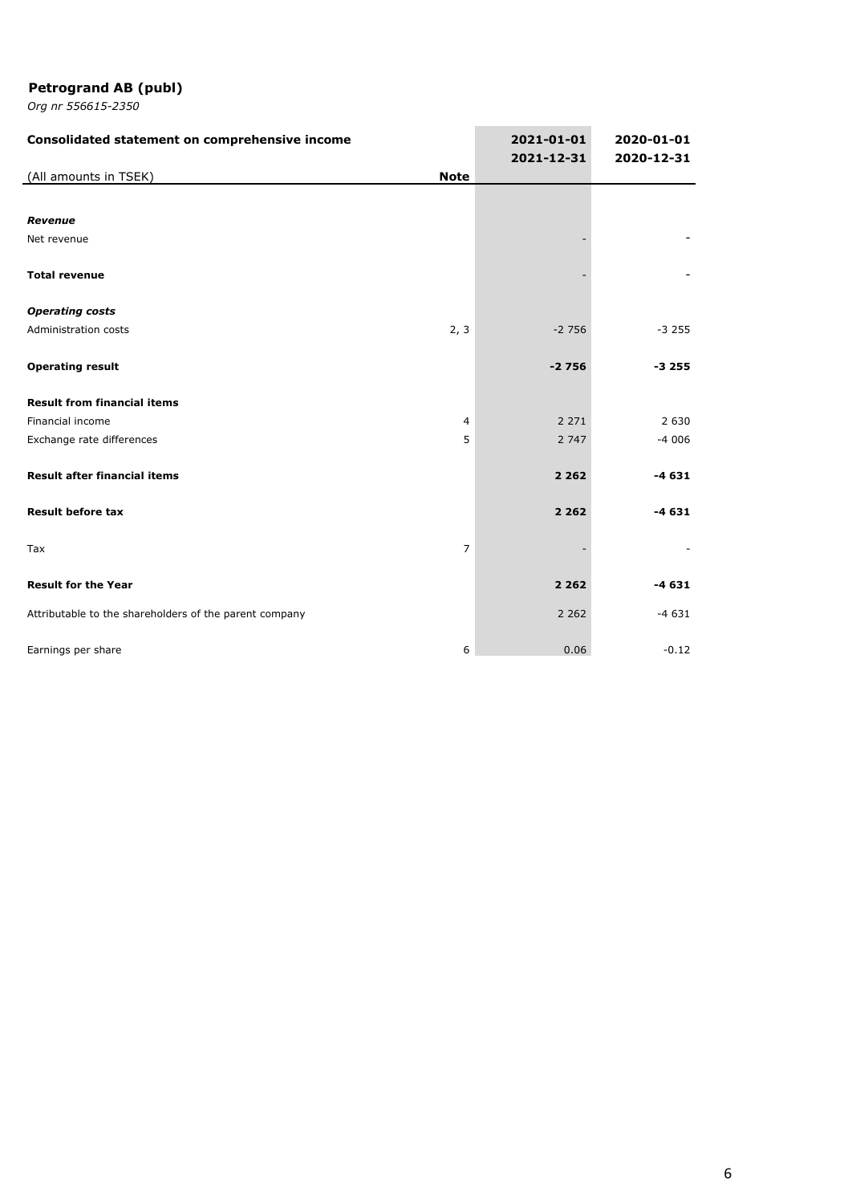**Petrogrand AB (publ)**

*Org nr 556615-2350*

| Consolidated statement on comprehensive income | | 2021-01-01 2021-12-31 | 2020-01-01 2020-12-31 |
|---|---|---|---|
| (All amounts in TSEK) | **Note** | | |
| ***Revenue*** | | | |
| Net revenue | | - | - |
| **Total revenue** | | - | - |
| ***Operating costs*** | | | |
| Administration costs | 2, 3 | -2 756 | -3 255 |
| **Operating result** | | **-2 756** | **-3 255** |
| **Result from financial items** | | | |
| Financial income | 4 | 2 271 | 2 630 |
| Exchange rate differences | 5 | 2 747 | -4 006 |
| **Result after financial items** | | **2 262** | **-4 631** |
| **Result before tax** | | **2 262** | **-4 631** |
| Tax | 7 | - | - |
| **Result for the Year** | | **2 262** | **-4 631** |
| Attributable to the shareholders of the parent company | | 2 262 | -4 631 |
| Earnings per share | 6 | 0.06 | -0.12 |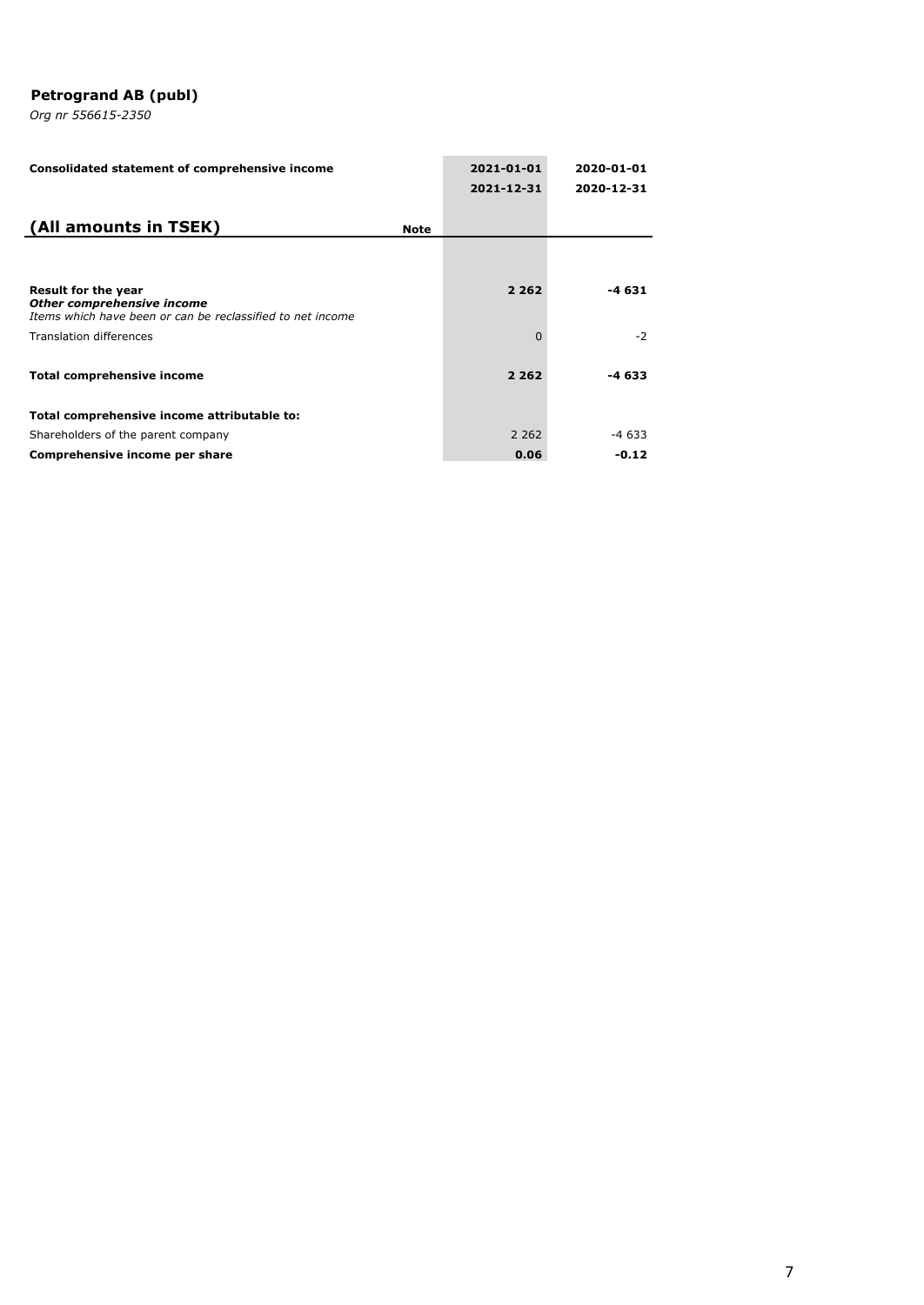**Petrogrand AB (publ)**

*Org nr 556615-2350*

| **Consolidated statement of comprehensive income** | | **2021-01-01** | **2020-01-01** |
|---|---|---|---|
| | | **2021-12-31** | **2020-12-31** |
| **(All amounts in TSEK)** | **Note** | | |
| **Result for the year** | | **2 262** | **-4 631** |
| ***Other comprehensive income*** | | | |
| *Items which have been or can be reclassified to net income* | | | |
| Translation differences | | 0 | -2 |
| **Total comprehensive income** | | **2 262** | **-4 633** |
| **Total comprehensive income attributable to:** | | | |
| Shareholders of the parent company | | 2 262 | -4 633 |
| **Comprehensive income per share** | | **0.06** | **-0.12** |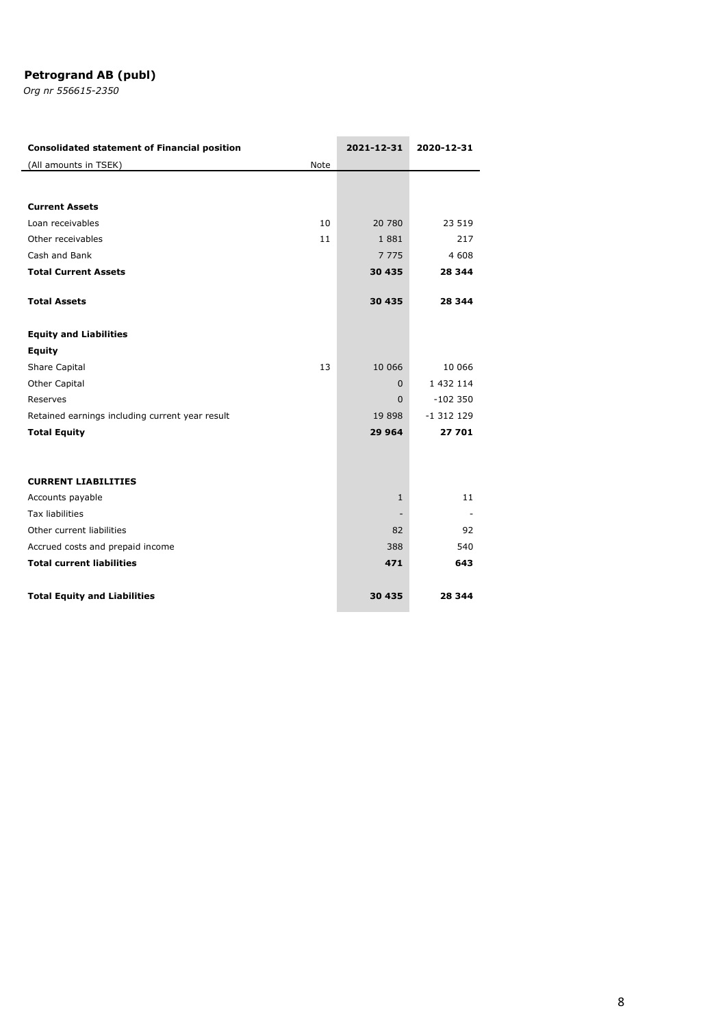**Petrogrand AB (publ)**

*Org nr 556615-2350*

| **Consolidated statement of Financial position** | | **2021-12-31** | **2020-12-31** |
|---|---|---|---|
| (All amounts in TSEK) | Note | | |
| | | | |
| **Current Assets** | | | |
| Loan receivables | 10 | 20 780 | 23 519 |
| Other receivables | 11 | 1 881 | 217 |
| Cash and Bank | | 7 775 | 4 608 |
| **Total Current Assets** | | **30 435** | **28 344** |
| | | | |
| **Total Assets** | | **30 435** | **28 344** |
| | | | |
| **Equity and Liabilities** | | | |
| **Equity** | | | |
| Share Capital | 13 | 10 066 | 10 066 |
| Other Capital | | 0 | 1 432 114 |
| Reserves | | 0 | -102 350 |
| Retained earnings including current year result | | 19 898 | -1 312 129 |
| **Total Equity** | | **29 964** | **27 701** |
| | | | |
| **CURRENT LIABILITIES** | | | |
| Accounts payable | | 1 | 11 |
| Tax liabilities | | - | - |
| Other current liabilities | | 82 | 92 |
| Accrued costs and prepaid income | | 388 | 540 |
| **Total current liabilities** | | **471** | **643** |
| | | | |
| **Total Equity and Liabilities** | | **30 435** | **28 344** |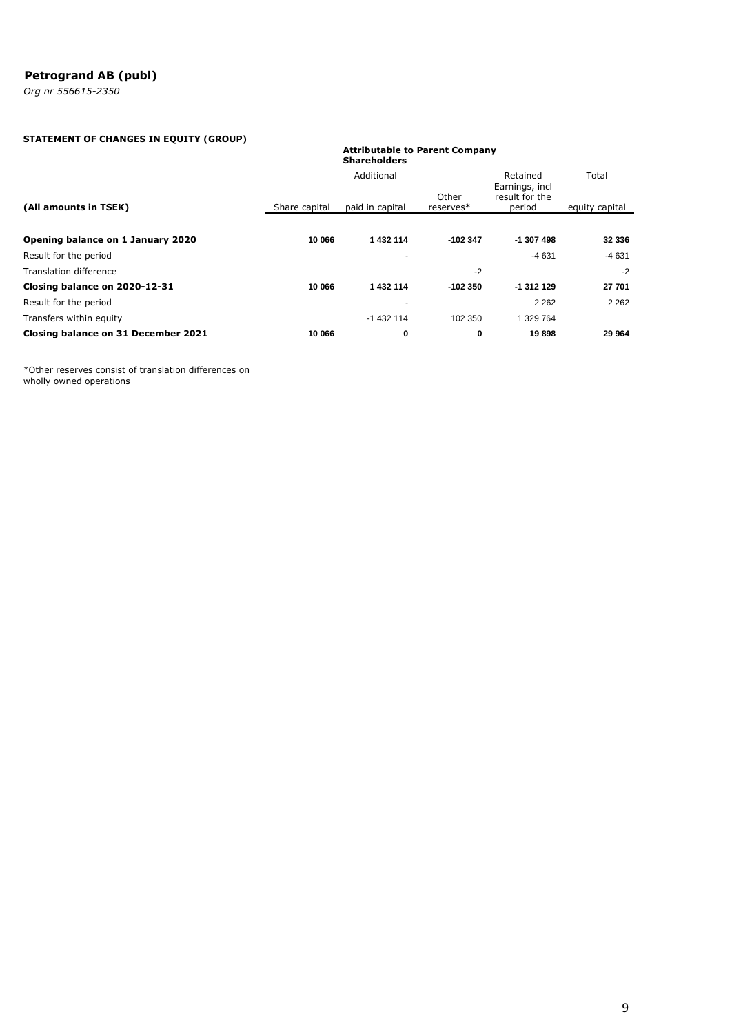**Petrogrand AB (publ)**

*Org nr 556615-2350*

**STATEMENT OF CHANGES IN EQUITY (GROUP)**

| | **Attributable to Parent Company Shareholders** | | | | |
|---|---|---|---|---|---|
| **(All amounts in TSEK)** | Share capital | Additional paid in capital | Other reserves* | Retained Earnings, incl result for the period | Total equity capital |
| **Opening balance on 1 January 2020** | **10 066** | **1 432 114** | **-102 347** | **-1 307 498** | **32 336** |
| Result for the period | | - | | -4 631 | -4 631 |
| Translation difference | | | -2 | | -2 |
| **Closing balance on 2020-12-31** | **10 066** | **1 432 114** | **-102 350** | **-1 312 129** | **27 701** |
| Result for the period | | - | | 2 262 | 2 262 |
| Transfers within equity | | -1 432 114 | 102 350 | 1 329 764 | |
| **Closing balance on 31 December 2021** | **10 066** | **0** | **0** | **19 898** | **29 964** |

*Other reserves consist of translation differences on wholly owned operations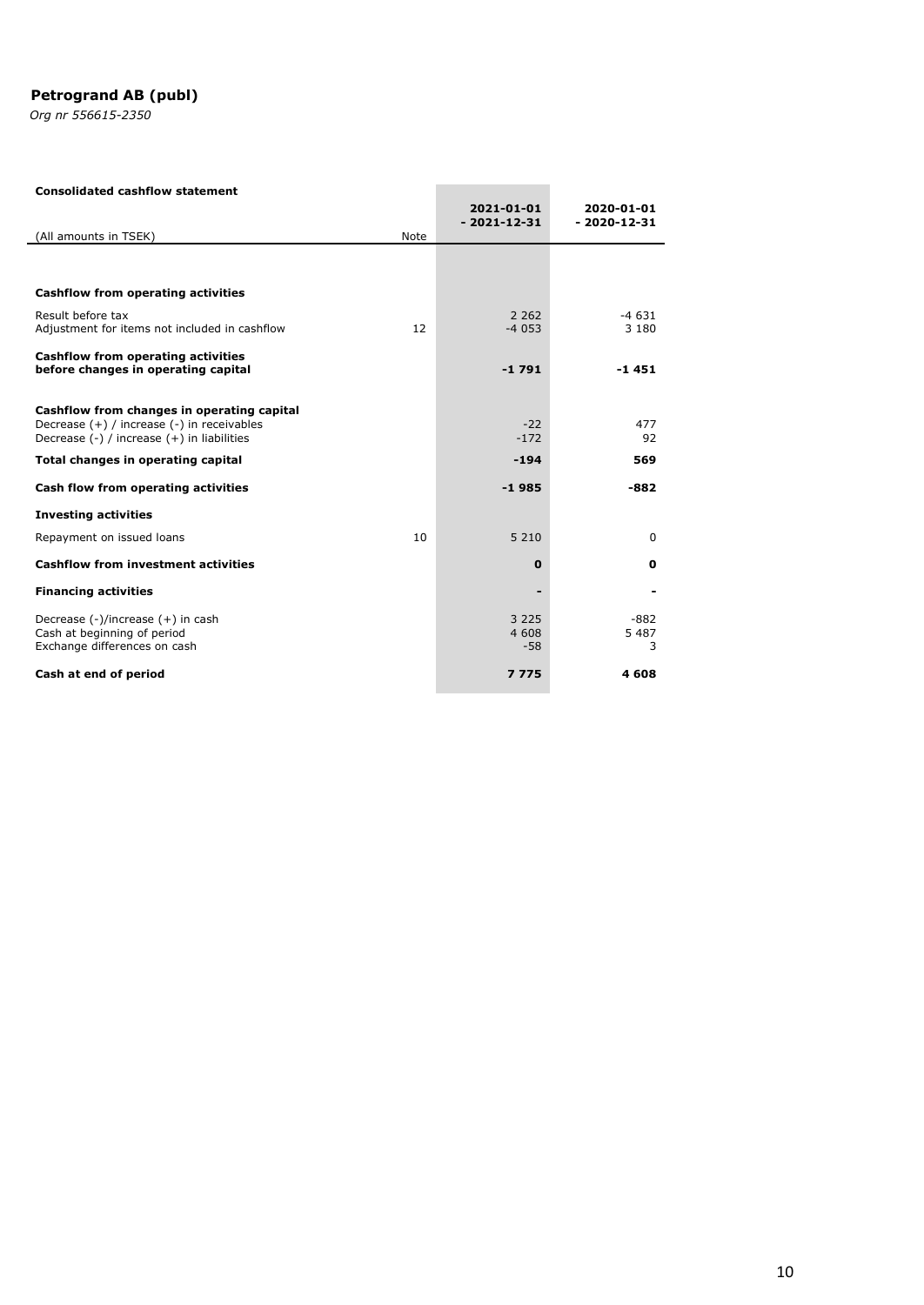**Petrogrand AB (publ)**

*Org nr 556615-2350*

**Consolidated cashflow statement**

| (All amounts in TSEK) | Note | 2021-01-01 - 2021-12-31 | 2020-01-01 - 2020-12-31 |
|---|---|---|---|
| **Cashflow from operating activities** | | | |
| Result before tax | | 2 262 | -4 631 |
| Adjustment for items not included in cashflow | 12 | -4 053 | 3 180 |
| **Cashflow from operating activities before changes in operating capital** | | **-1 791** | **-1 451** |
| **Cashflow from changes in operating capital** | | | |
| Decrease (+) / increase (-) in receivables | | -22 | 477 |
| Decrease (-) / increase (+) in liabilities | | -172 | 92 |
| **Total changes in operating capital** | | **-194** | **569** |
| **Cash flow from operating activities** | | **-1 985** | **-882** |
| **Investing activities** | | | |
| Repayment on issued loans | 10 | 5 210 | 0 |
| **Cashflow from investment activities** | | **0** | **0** |
| **Financing activities** | | **-** | **-** |
| Decrease (-)/increase (+) in cash | | 3 225 | -882 |
| Cash at beginning of period | | 4 608 | 5 487 |
| Exchange differences on cash | | -58 | 3 |
| **Cash at end of period** | | **7 775** | **4 608** |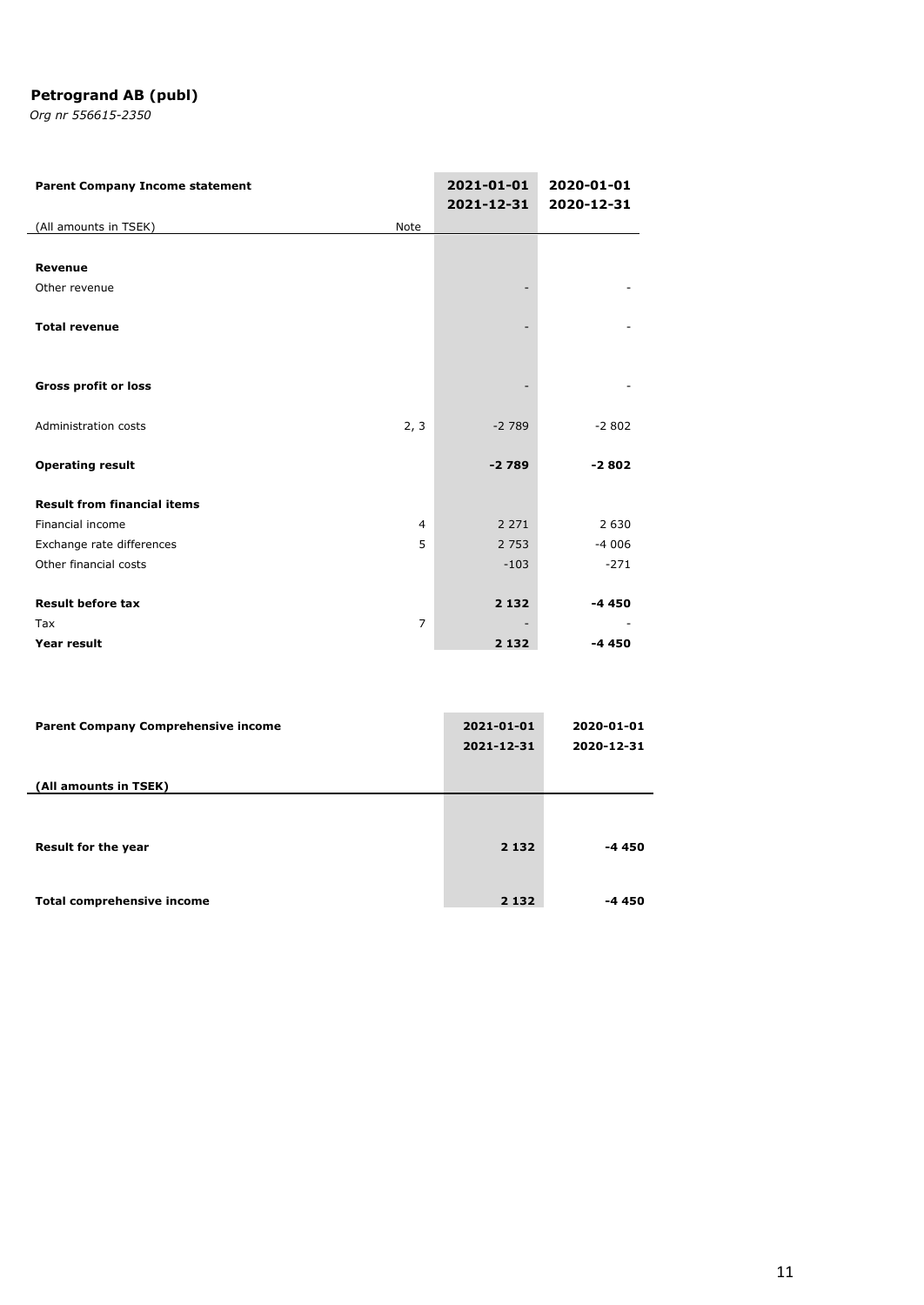**Petrogrand AB (publ)**

*Org nr 556615-2350*

| **Parent Company Income statement** | | **2021-01-01 2021-12-31** | **2020-01-01 2020-12-31** |
|---|---|---|---|
| (All amounts in TSEK) | Note | | |
| **Revenue** | | | |
| Other revenue | | - | - |
| **Total revenue** | | - | - |
| **Gross profit or loss** | | - | - |
| Administration costs | 2, 3 | -2 789 | -2 802 |
| **Operating result** | | **-2 789** | **-2 802** |
| **Result from financial items** | | | |
| Financial income | 4 | 2 271 | 2 630 |
| Exchange rate differences | 5 | 2 753 | -4 006 |
| Other financial costs | | -103 | -271 |
| **Result before tax** | | **2 132** | **-4 450** |
| Tax | 7 | - | - |
| **Year result** | | **2 132** | **-4 450** |

| **Parent Company Comprehensive income** | **2021-01-01 2021-12-31** | **2020-01-01 2020-12-31** |
|---|---|---|
| **(All amounts in TSEK)** | | |
| **Result for the year** | **2 132** | **-4 450** |
| **Total comprehensive income** | **2 132** | **-4 450** |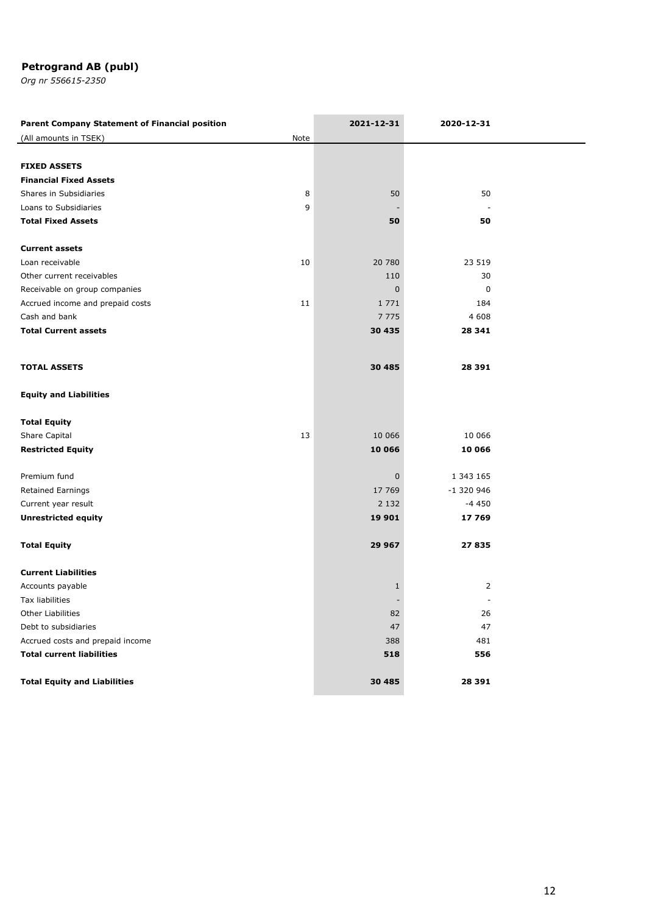**Petrogrand AB (publ)**

*Org nr 556615-2350*

| **Parent Company Statement of Financial position** | | **2021-12-31** | **2020-12-31** |
|---|---|---|---|
| (All amounts in TSEK) | Note | | |
| | | | |
| **FIXED ASSETS** | | | |
| **Financial Fixed Assets** | | | |
| Shares in Subsidiaries | 8 | 50 | 50 |
| Loans to Subsidiaries | 9 | - | - |
| **Total Fixed Assets** | | **50** | **50** |
| | | | |
| **Current assets** | | | |
| Loan receivable | 10 | 20 780 | 23 519 |
| Other current receivables | | 110 | 30 |
| Receivable on group companies | | 0 | 0 |
| Accrued income and prepaid costs | 11 | 1 771 | 184 |
| Cash and bank | | 7 775 | 4 608 |
| **Total Current assets** | | **30 435** | **28 341** |
| | | | |
| **TOTAL ASSETS** | | **30 485** | **28 391** |
| | | | |
| **Equity and Liabilities** | | | |
| | | | |
| **Total Equity** | | | |
| Share Capital | 13 | 10 066 | 10 066 |
| **Restricted Equity** | | **10 066** | **10 066** |
| | | | |
| Premium fund | | 0 | 1 343 165 |
| Retained Earnings | | 17 769 | -1 320 946 |
| Current year result | | 2 132 | -4 450 |
| **Unrestricted equity** | | **19 901** | **17 769** |
| | | | |
| **Total Equity** | | **29 967** | **27 835** |
| | | | |
| **Current Liabilities** | | | |
| Accounts payable | | 1 | 2 |
| Tax liabilities | | - | - |
| Other Liabilities | | 82 | 26 |
| Debt to subsidiaries | | 47 | 47 |
| Accrued costs and prepaid income | | 388 | 481 |
| **Total current liabilities** | | **518** | **556** |
| | | | |
| **Total Equity and Liabilities** | | **30 485** | **28 391** |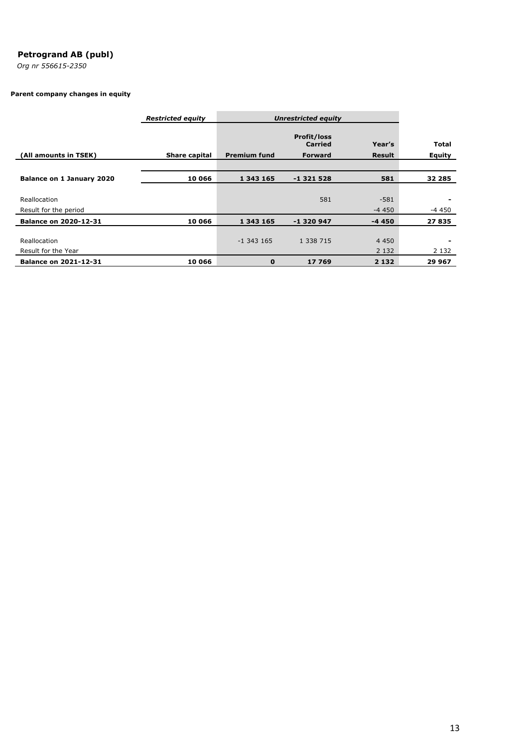**Petrogrand AB (publ)**

*Org nr 556615-2350*

**Parent company changes in equity**

| | *Restricted equity* | *Unrestricted equity* | | | |
|---|---|---|---|---|---|
| (All amounts in TSEK) | Share capital | Premium fund | Profit/loss Carried Forward | Year's Result | Total Equity |
| **Balance on 1 January 2020** | **10 066** | **1 343 165** | **-1 321 528** | **581** | **32 285** |
| Reallocation | | | 581 | -581 | - |
| Result for the period | | | | -4 450 | -4 450 |
| **Balance on 2020-12-31** | **10 066** | **1 343 165** | **-1 320 947** | **-4 450** | **27 835** |
| Reallocation | | -1 343 165 | 1 338 715 | 4 450 | - |
| Result for the Year | | | | 2 132 | 2 132 |
| **Balance on 2021-12-31** | **10 066** | **0** | **17 769** | **2 132** | **29 967** |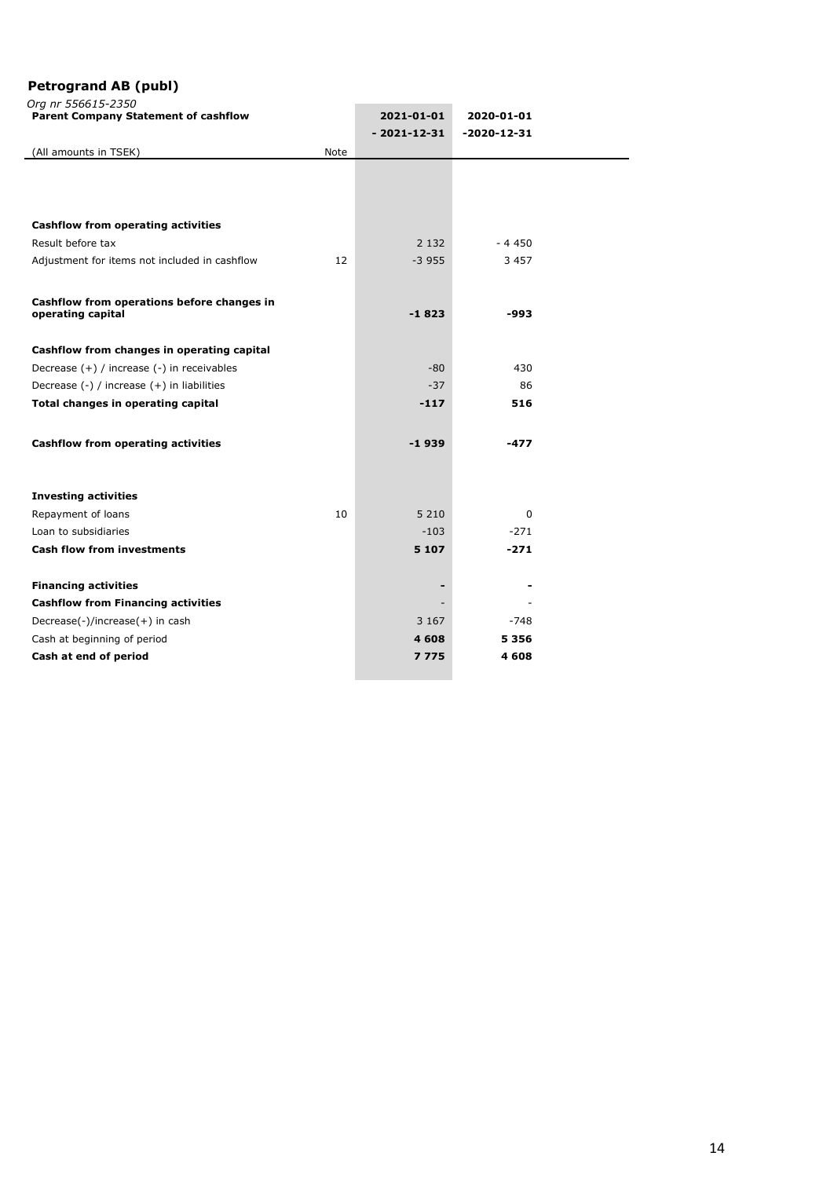## Petrogrand AB (publ)

*Org nr 556615-2350*

| **Parent Company Statement of cashflow** | | **2021-01-01 - 2021-12-31** | **2020-01-01 -2020-12-31** |
|---|---|---|---|
| (All amounts in TSEK) | Note | | |
| **Cashflow from operating activities** | | | |
| Result before tax | | 2 132 | - 4 450 |
| Adjustment for items not included in cashflow | 12 | -3 955 | 3 457 |
| **Cashflow from operations before changes in operating capital** | | **-1 823** | **-993** |
| **Cashflow from changes in operating capital** | | | |
| Decrease (+) / increase (-) in receivables | | -80 | 430 |
| Decrease (-) / increase (+) in liabilities | | -37 | 86 |
| **Total changes in operating capital** | | **-117** | **516** |
| **Cashflow from operating activities** | | **-1 939** | **-477** |
| **Investing activities** | | | |
| Repayment of loans | 10 | 5 210 | 0 |
| Loan to subsidiaries | | -103 | -271 |
| **Cash flow from investments** | | **5 107** | **-271** |
| **Financing activities** | | **-** | **-** |
| **Cashflow from Financing activities** | | - | - |
| Decrease(-)/increase(+) in cash | | 3 167 | -748 |
| Cash at beginning of period | | **4 608** | **5 356** |
| **Cash at end of period** | | **7 775** | **4 608** |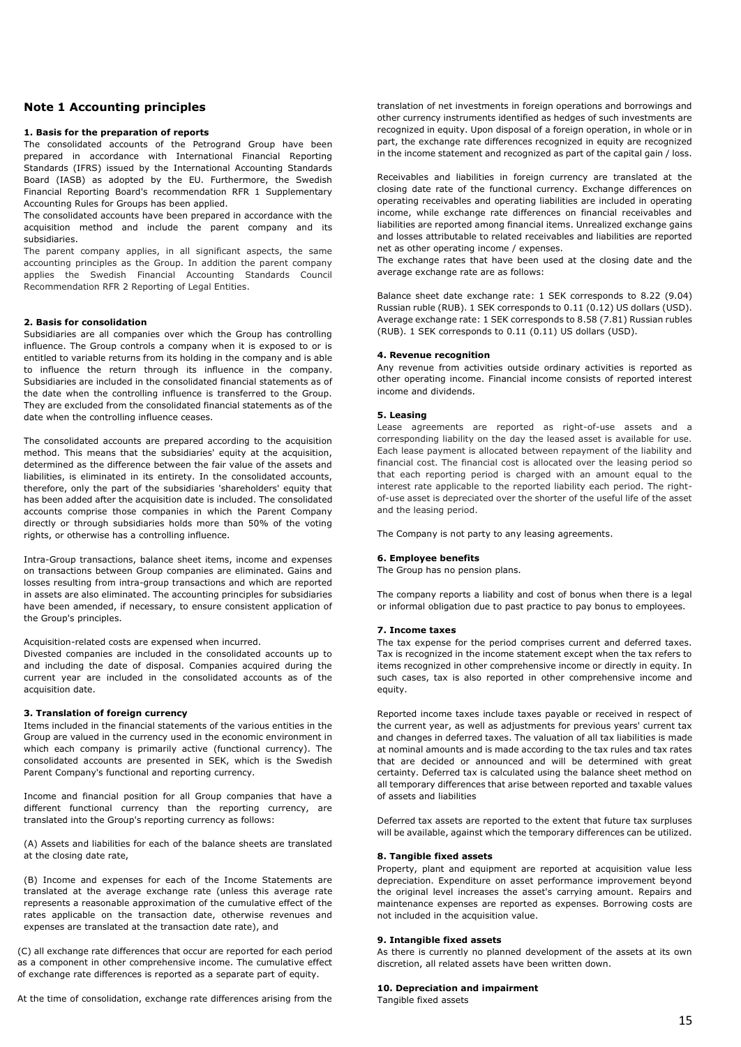## Note 1 Accounting principles

### 1. Basis for the preparation of reports

The consolidated accounts of the Petrogrand Group have been prepared in accordance with International Financial Reporting Standards (IFRS) issued by the International Accounting Standards Board (IASB) as adopted by the EU. Furthermore, the Swedish Financial Reporting Board's recommendation RFR 1 Supplementary Accounting Rules for Groups has been applied.

The consolidated accounts have been prepared in accordance with the acquisition method and include the parent company and its subsidiaries.

The parent company applies, in all significant aspects, the same accounting principles as the Group. In addition the parent company applies the Swedish Financial Accounting Standards Council Recommendation RFR 2 Reporting of Legal Entities.

### 2. Basis for consolidation

Subsidiaries are all companies over which the Group has controlling influence. The Group controls a company when it is exposed to or is entitled to variable returns from its holding in the company and is able to influence the return through its influence in the company. Subsidiaries are included in the consolidated financial statements as of the date when the controlling influence is transferred to the Group. They are excluded from the consolidated financial statements as of the date when the controlling influence ceases.

The consolidated accounts are prepared according to the acquisition method. This means that the subsidiaries' equity at the acquisition, determined as the difference between the fair value of the assets and liabilities, is eliminated in its entirety. In the consolidated accounts, therefore, only the part of the subsidiaries 'shareholders' equity that has been added after the acquisition date is included. The consolidated accounts comprise those companies in which the Parent Company directly or through subsidiaries holds more than 50% of the voting rights, or otherwise has a controlling influence.

Intra-Group transactions, balance sheet items, income and expenses on transactions between Group companies are eliminated. Gains and losses resulting from intra-group transactions and which are reported in assets are also eliminated. The accounting principles for subsidiaries have been amended, if necessary, to ensure consistent application of the Group's principles.

Acquisition-related costs are expensed when incurred.

Divested companies are included in the consolidated accounts up to and including the date of disposal. Companies acquired during the current year are included in the consolidated accounts as of the acquisition date.

### 3. Translation of foreign currency

Items included in the financial statements of the various entities in the Group are valued in the currency used in the economic environment in which each company is primarily active (functional currency). The consolidated accounts are presented in SEK, which is the Swedish Parent Company's functional and reporting currency.

Income and financial position for all Group companies that have a different functional currency than the reporting currency, are translated into the Group's reporting currency as follows:

(A) Assets and liabilities for each of the balance sheets are translated at the closing date rate,

(B) Income and expenses for each of the Income Statements are translated at the average exchange rate (unless this average rate represents a reasonable approximation of the cumulative effect of the rates applicable on the transaction date, otherwise revenues and expenses are translated at the transaction date rate), and

(C) all exchange rate differences that occur are reported for each period as a component in other comprehensive income. The cumulative effect of exchange rate differences is reported as a separate part of equity.

At the time of consolidation, exchange rate differences arising from the translation of net investments in foreign operations and borrowings and other currency instruments identified as hedges of such investments are recognized in equity. Upon disposal of a foreign operation, in whole or in part, the exchange rate differences recognized in equity are recognized in the income statement and recognized as part of the capital gain / loss.

Receivables and liabilities in foreign currency are translated at the closing date rate of the functional currency. Exchange differences on operating receivables and operating liabilities are included in operating income, while exchange rate differences on financial receivables and liabilities are reported among financial items. Unrealized exchange gains and losses attributable to related receivables and liabilities are reported net as other operating income / expenses.

The exchange rates that have been used at the closing date and the average exchange rate are as follows:

Balance sheet date exchange rate: 1 SEK corresponds to 8.22 (9.04) Russian ruble (RUB). 1 SEK corresponds to 0.11 (0.12) US dollars (USD). Average exchange rate: 1 SEK corresponds to 8.58 (7.81) Russian rubles (RUB). 1 SEK corresponds to 0.11 (0.11) US dollars (USD).

### 4. Revenue recognition

Any revenue from activities outside ordinary activities is reported as other operating income. Financial income consists of reported interest income and dividends.

### 5. Leasing

Lease agreements are reported as right-of-use assets and a corresponding liability on the day the leased asset is available for use. Each lease payment is allocated between repayment of the liability and financial cost. The financial cost is allocated over the leasing period so that each reporting period is charged with an amount equal to the interest rate applicable to the reported liability each period. The right-of-use asset is depreciated over the shorter of the useful life of the asset and the leasing period.

The Company is not party to any leasing agreements.

### 6. Employee benefits

The Group has no pension plans.

The company reports a liability and cost of bonus when there is a legal or informal obligation due to past practice to pay bonus to employees.

### 7. Income taxes

The tax expense for the period comprises current and deferred taxes. Tax is recognized in the income statement except when the tax refers to items recognized in other comprehensive income or directly in equity. In such cases, tax is also reported in other comprehensive income and equity.

Reported income taxes include taxes payable or received in respect of the current year, as well as adjustments for previous years' current tax and changes in deferred taxes. The valuation of all tax liabilities is made at nominal amounts and is made according to the tax rules and tax rates that are decided or announced and will be determined with great certainty. Deferred tax is calculated using the balance sheet method on all temporary differences that arise between reported and taxable values of assets and liabilities

Deferred tax assets are reported to the extent that future tax surpluses will be available, against which the temporary differences can be utilized.

### 8. Tangible fixed assets

Property, plant and equipment are reported at acquisition value less depreciation. Expenditure on asset performance improvement beyond the original level increases the asset's carrying amount. Repairs and maintenance expenses are reported as expenses. Borrowing costs are not included in the acquisition value.

### 9. Intangible fixed assets

As there is currently no planned development of the assets at its own discretion, all related assets have been written down.

### 10. Depreciation and impairment

Tangible fixed assets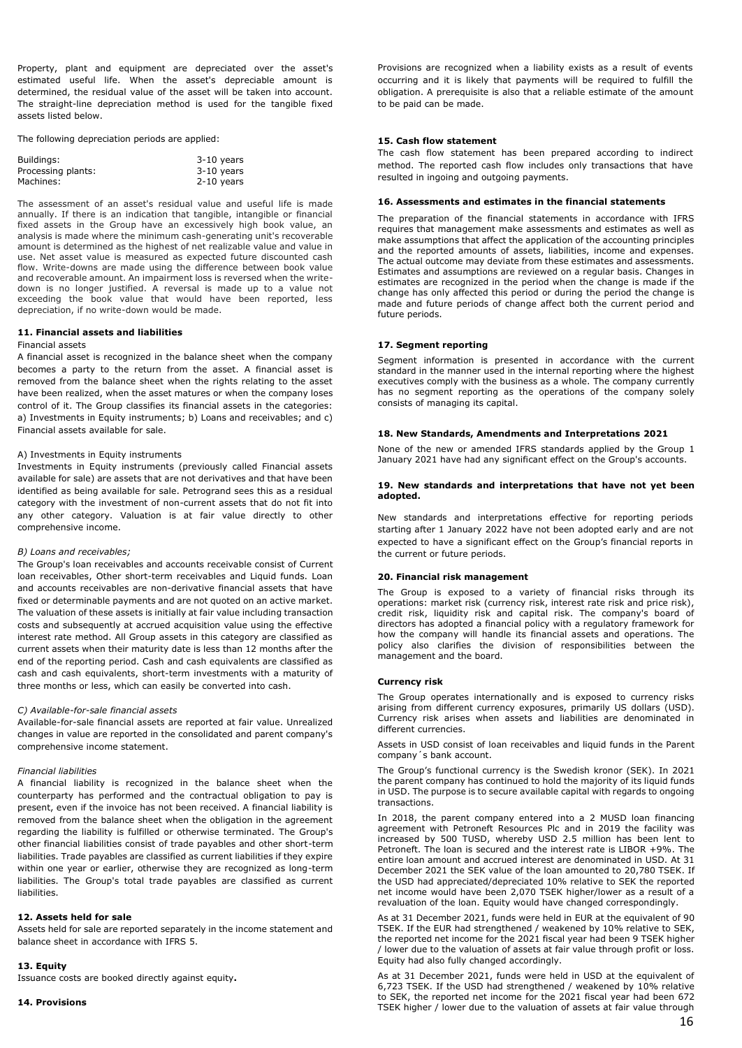Property, plant and equipment are depreciated over the asset's estimated useful life. When the asset's depreciable amount is determined, the residual value of the asset will be taken into account. The straight-line depreciation method is used for the tangible fixed assets listed below.

The following depreciation periods are applied:

| | |
|---|---|
| Buildings: | 3-10 years |
| Processing plants: | 3-10 years |
| Machines: | 2-10 years |

The assessment of an asset's residual value and useful life is made annually. If there is an indication that tangible, intangible or financial fixed assets in the Group have an excessively high book value, an analysis is made where the minimum cash-generating unit's recoverable amount is determined as the highest of net realizable value and value in use. Net asset value is measured as expected future discounted cash flow. Write-downs are made using the difference between book value and recoverable amount. An impairment loss is reversed when the write-down is no longer justified. A reversal is made up to a value not exceeding the book value that would have been reported, less depreciation, if no write-down would be made.

#### 11. Financial assets and liabilities

Financial assets

A financial asset is recognized in the balance sheet when the company becomes a party to the return from the asset. A financial asset is removed from the balance sheet when the rights relating to the asset have been realized, when the asset matures or when the company loses control of it. The Group classifies its financial assets in the categories: a) Investments in Equity instruments; b) Loans and receivables; and c) Financial assets available for sale.

A) Investments in Equity instruments

Investments in Equity instruments (previously called Financial assets available for sale) are assets that are not derivatives and that have been identified as being available for sale. Petrogrand sees this as a residual category with the investment of non-current assets that do not fit into any other category. Valuation is at fair value directly to other comprehensive income.

*B) Loans and receivables;*

The Group's loan receivables and accounts receivable consist of Current loan receivables, Other short-term receivables and Liquid funds. Loan and accounts receivables are non-derivative financial assets that have fixed or determinable payments and are not quoted on an active market. The valuation of these assets is initially at fair value including transaction costs and subsequently at accrued acquisition value using the effective interest rate method. All Group assets in this category are classified as current assets when their maturity date is less than 12 months after the end of the reporting period. Cash and cash equivalents are classified as cash and cash equivalents, short-term investments with a maturity of three months or less, which can easily be converted into cash.

*C) Available-for-sale financial assets*

Available-for-sale financial assets are reported at fair value. Unrealized changes in value are reported in the consolidated and parent company's comprehensive income statement.

*Financial liabilities*

A financial liability is recognized in the balance sheet when the counterparty has performed and the contractual obligation to pay is present, even if the invoice has not been received. A financial liability is removed from the balance sheet when the obligation in the agreement regarding the liability is fulfilled or otherwise terminated. The Group's other financial liabilities consist of trade payables and other short-term liabilities. Trade payables are classified as current liabilities if they expire within one year or earlier, otherwise they are recognized as long-term liabilities. The Group's total trade payables are classified as current liabilities.

#### 12. Assets held for sale

Assets held for sale are reported separately in the income statement and balance sheet in accordance with IFRS 5.

#### 13. Equity

Issuance costs are booked directly against equity**.**

#### 14. Provisions

Provisions are recognized when a liability exists as a result of events occurring and it is likely that payments will be required to fulfill the obligation. A prerequisite is also that a reliable estimate of the amount to be paid can be made.

#### 15. Cash flow statement

The cash flow statement has been prepared according to indirect method. The reported cash flow includes only transactions that have resulted in ingoing and outgoing payments.

#### 16. Assessments and estimates in the financial statements

The preparation of the financial statements in accordance with IFRS requires that management make assessments and estimates as well as make assumptions that affect the application of the accounting principles and the reported amounts of assets, liabilities, income and expenses. The actual outcome may deviate from these estimates and assessments. Estimates and assumptions are reviewed on a regular basis. Changes in estimates are recognized in the period when the change is made if the change has only affected this period or during the period the change is made and future periods of change affect both the current period and future periods.

#### 17. Segment reporting

Segment information is presented in accordance with the current standard in the manner used in the internal reporting where the highest executives comply with the business as a whole. The company currently has no segment reporting as the operations of the company solely consists of managing its capital.

#### 18. New Standards, Amendments and Interpretations 2021

None of the new or amended IFRS standards applied by the Group 1 January 2021 have had any significant effect on the Group's accounts.

#### 19. New standards and interpretations that have not yet been adopted.

New standards and interpretations effective for reporting periods starting after 1 January 2022 have not been adopted early and are not expected to have a significant effect on the Group's financial reports in the current or future periods.

#### 20. Financial risk management

The Group is exposed to a variety of financial risks through its operations: market risk (currency risk, interest rate risk and price risk), credit risk, liquidity risk and capital risk. The company's board of directors has adopted a financial policy with a regulatory framework for how the company will handle its financial assets and operations. The policy also clarifies the division of responsibilities between the management and the board.

#### Currency risk

The Group operates internationally and is exposed to currency risks arising from different currency exposures, primarily US dollars (USD). Currency risk arises when assets and liabilities are denominated in different currencies.

Assets in USD consist of loan receivables and liquid funds in the Parent company´s bank account.

The Group's functional currency is the Swedish kronor (SEK). In 2021 the parent company has continued to hold the majority of its liquid funds in USD. The purpose is to secure available capital with regards to ongoing transactions.

In 2018, the parent company entered into a 2 MUSD loan financing agreement with Petroneft Resources Plc and in 2019 the facility was increased by 500 TUSD, whereby USD 2.5 million has been lent to Petroneft. The loan is secured and the interest rate is LIBOR +9%. The entire loan amount and accrued interest are denominated in USD. At 31 December 2021 the SEK value of the loan amounted to 20,780 TSEK. If the USD had appreciated/depreciated 10% relative to SEK the reported net income would have been 2,070 TSEK higher/lower as a result of a revaluation of the loan. Equity would have changed correspondingly.

As at 31 December 2021, funds were held in EUR at the equivalent of 90 TSEK. If the EUR had strengthened / weakened by 10% relative to SEK, the reported net income for the 2021 fiscal year had been 9 TSEK higher / lower due to the valuation of assets at fair value through profit or loss. Equity had also fully changed accordingly.

As at 31 December 2021, funds were held in USD at the equivalent of 6,723 TSEK. If the USD had strengthened / weakened by 10% relative to SEK, the reported net income for the 2021 fiscal year had been 672 TSEK higher / lower due to the valuation of assets at fair value through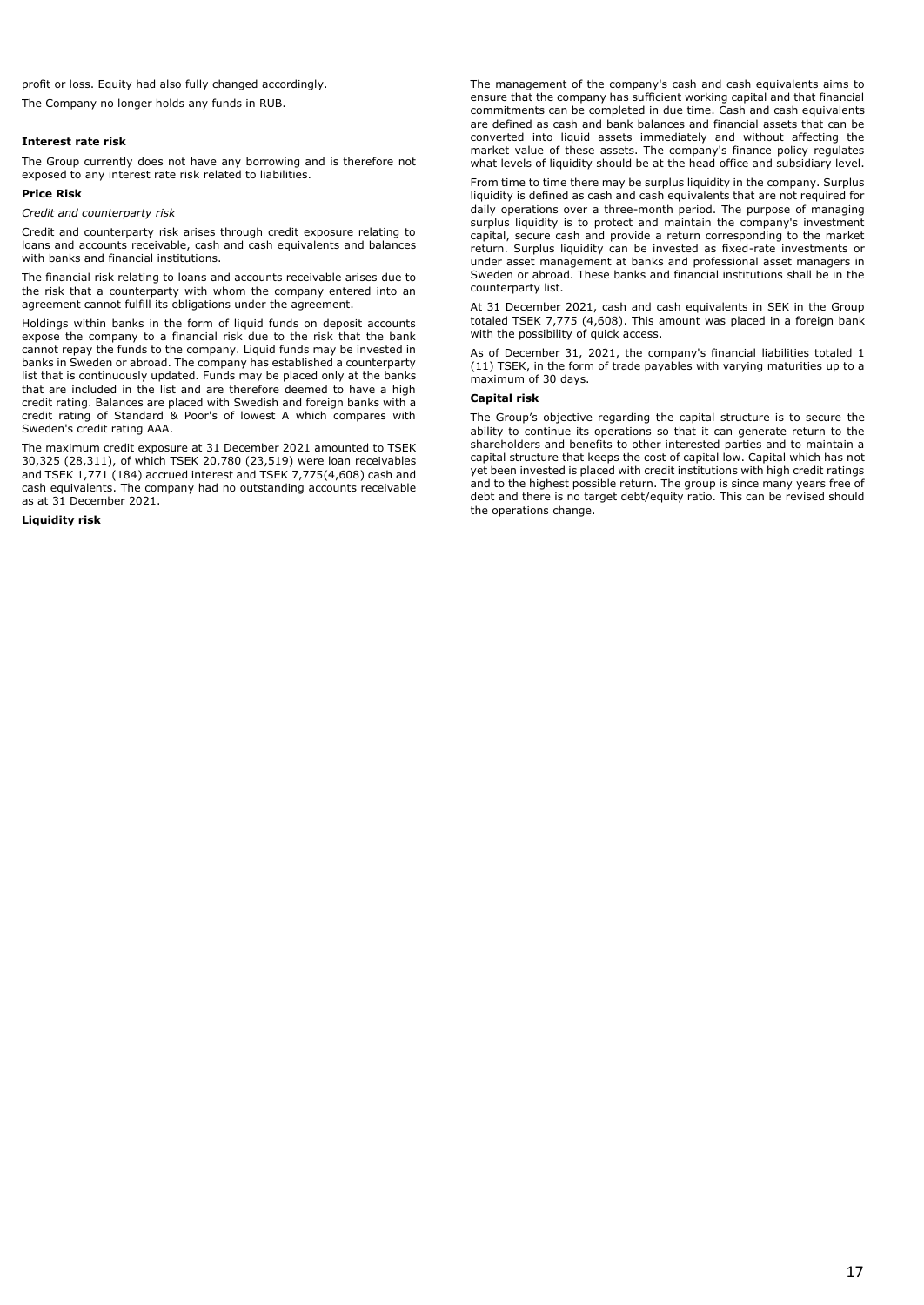profit or loss. Equity had also fully changed accordingly.

The Company no longer holds any funds in RUB.

**Interest rate risk**

The Group currently does not have any borrowing and is therefore not exposed to any interest rate risk related to liabilities.

**Price Risk**

*Credit and counterparty risk*

Credit and counterparty risk arises through credit exposure relating to loans and accounts receivable, cash and cash equivalents and balances with banks and financial institutions.

The financial risk relating to loans and accounts receivable arises due to the risk that a counterparty with whom the company entered into an agreement cannot fulfill its obligations under the agreement.

Holdings within banks in the form of liquid funds on deposit accounts expose the company to a financial risk due to the risk that the bank cannot repay the funds to the company. Liquid funds may be invested in banks in Sweden or abroad. The company has established a counterparty list that is continuously updated. Funds may be placed only at the banks that are included in the list and are therefore deemed to have a high credit rating. Balances are placed with Swedish and foreign banks with a credit rating of Standard & Poor's of lowest A which compares with Sweden's credit rating AAA.

The maximum credit exposure at 31 December 2021 amounted to TSEK 30,325 (28,311), of which TSEK 20,780 (23,519) were loan receivables and TSEK 1,771 (184) accrued interest and TSEK 7,775(4,608) cash and cash equivalents. The company had no outstanding accounts receivable as at 31 December 2021.

**Liquidity risk**

The management of the company's cash and cash equivalents aims to ensure that the company has sufficient working capital and that financial commitments can be completed in due time. Cash and cash equivalents are defined as cash and bank balances and financial assets that can be converted into liquid assets immediately and without affecting the market value of these assets. The company's finance policy regulates what levels of liquidity should be at the head office and subsidiary level.

From time to time there may be surplus liquidity in the company. Surplus liquidity is defined as cash and cash equivalents that are not required for daily operations over a three-month period. The purpose of managing surplus liquidity is to protect and maintain the company's investment capital, secure cash and provide a return corresponding to the market return. Surplus liquidity can be invested as fixed-rate investments or under asset management at banks and professional asset managers in Sweden or abroad. These banks and financial institutions shall be in the counterparty list.

At 31 December 2021, cash and cash equivalents in SEK in the Group totaled TSEK 7,775 (4,608). This amount was placed in a foreign bank with the possibility of quick access.

As of December 31, 2021, the company's financial liabilities totaled 1 (11) TSEK, in the form of trade payables with varying maturities up to a maximum of 30 days.

**Capital risk**

The Group's objective regarding the capital structure is to secure the ability to continue its operations so that it can generate return to the shareholders and benefits to other interested parties and to maintain a capital structure that keeps the cost of capital low. Capital which has not yet been invested is placed with credit institutions with high credit ratings and to the highest possible return. The group is since many years free of debt and there is no target debt/equity ratio. This can be revised should the operations change.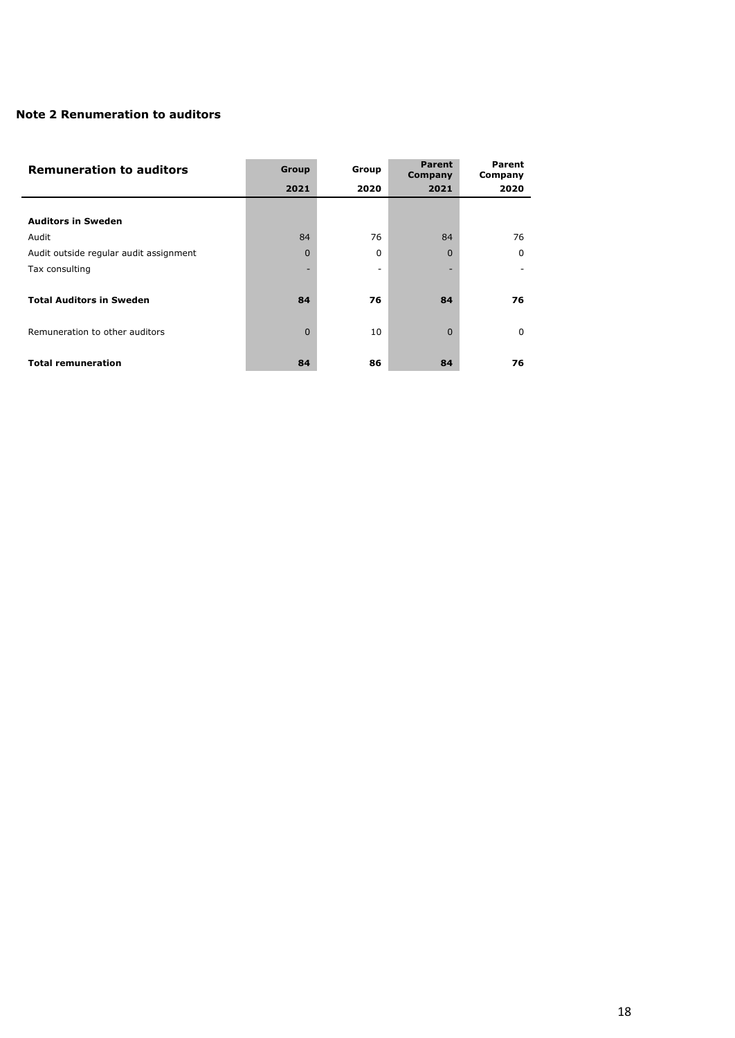**Note 2 Renumeration to auditors**

| Remuneration to auditors | Group 2021 | Group 2020 | Parent Company 2021 | Parent Company 2020 |
|---|---|---|---|---|
| **Auditors in Sweden** | | | | |
| Audit | 84 | 76 | 84 | 76 |
| Audit outside regular audit assignment | 0 | 0 | 0 | 0 |
| Tax consulting | - | - | - | - |
| **Total Auditors in Sweden** | **84** | **76** | **84** | **76** |
| Remuneration to other auditors | 0 | 10 | 0 | 0 |
| **Total remuneration** | **84** | **86** | **84** | **76** |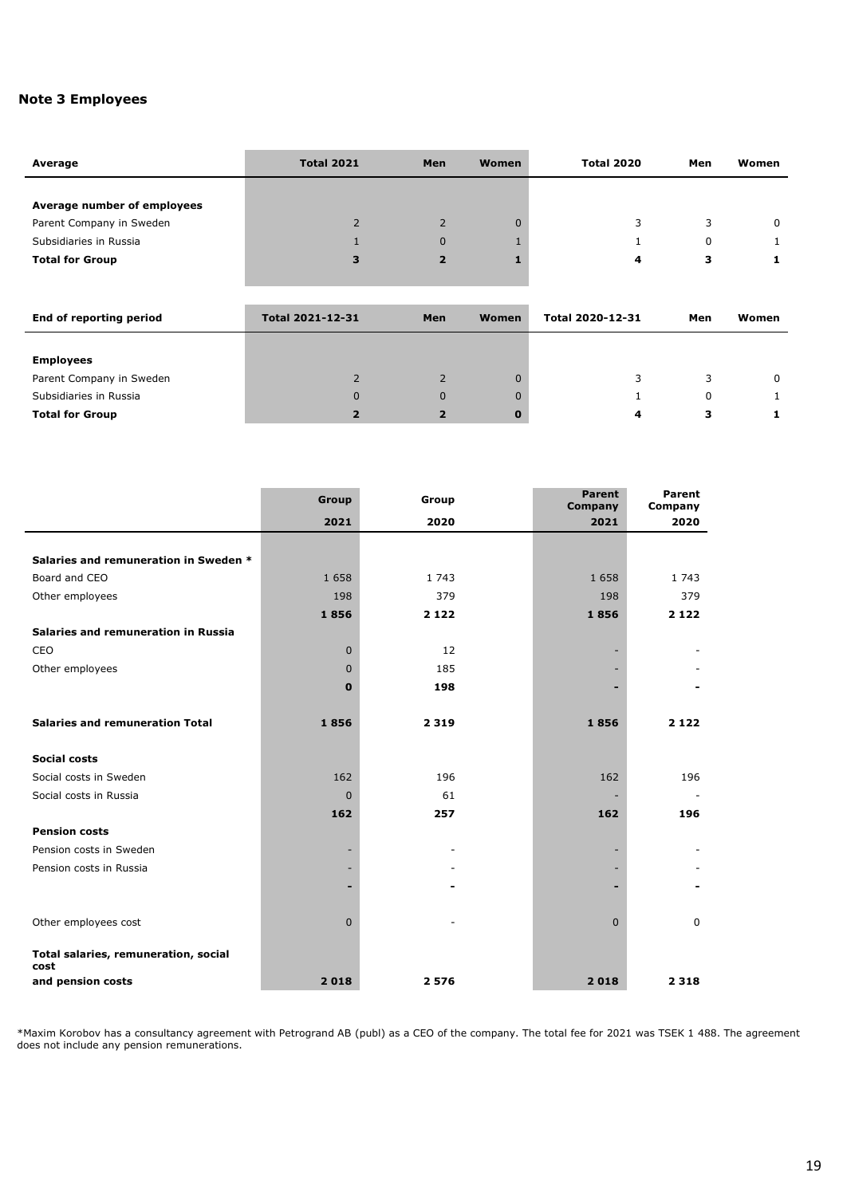## Note 3 Employees

| Average | Total 2021 | Men | Women | Total 2020 | Men | Women |
|---|---|---|---|---|---|---|
| **Average number of employees** | | | | | | |
| Parent Company in Sweden | 2 | 2 | 0 | 3 | 3 | 0 |
| Subsidiaries in Russia | 1 | 0 | 1 | 1 | 0 | 1 |
| **Total for Group** | **3** | **2** | **1** | **4** | **3** | **1** |

| End of reporting period | Total 2021-12-31 | Men | Women | Total 2020-12-31 | Men | Women |
|---|---|---|---|---|---|---|
| **Employees** | | | | | | |
| Parent Company in Sweden | 2 | 2 | 0 | 3 | 3 | 0 |
| Subsidiaries in Russia | 0 | 0 | 0 | 1 | 0 | 1 |
| **Total for Group** | **2** | **2** | **0** | **4** | **3** | **1** |

| | Group 2021 | Group 2020 | Parent Company 2021 | Parent Company 2020 |
|---|---|---|---|---|
| **Salaries and remuneration in Sweden *** | | | | |
| Board and CEO | 1 658 | 1 743 | 1 658 | 1 743 |
| Other employees | 198 | 379 | 198 | 379 |
| | **1 856** | **2 122** | **1 856** | **2 122** |
| **Salaries and remuneration in Russia** | | | | |
| CEO | 0 | 12 | - | - |
| Other employees | 0 | 185 | - | - |
| | **0** | **198** | **-** | **-** |
| **Salaries and remuneration Total** | **1 856** | **2 319** | **1 856** | **2 122** |
| **Social costs** | | | | |
| Social costs in Sweden | 162 | 196 | 162 | 196 |
| Social costs in Russia | 0 | 61 | - | - |
| | **162** | **257** | **162** | **196** |
| **Pension costs** | | | | |
| Pension costs in Sweden | - | - | - | - |
| Pension costs in Russia | - | - | - | - |
| | **-** | **-** | **-** | **-** |
| Other employees cost | 0 | - | 0 | 0 |
| **Total salaries, remuneration, social cost and pension costs** | **2 018** | **2 576** | **2 018** | **2 318** |

*Maxim Korobov has a consultancy agreement with Petrogrand AB (publ) as a CEO of the company. The total fee for 2021 was TSEK 1 488. The agreement does not include any pension remunerations.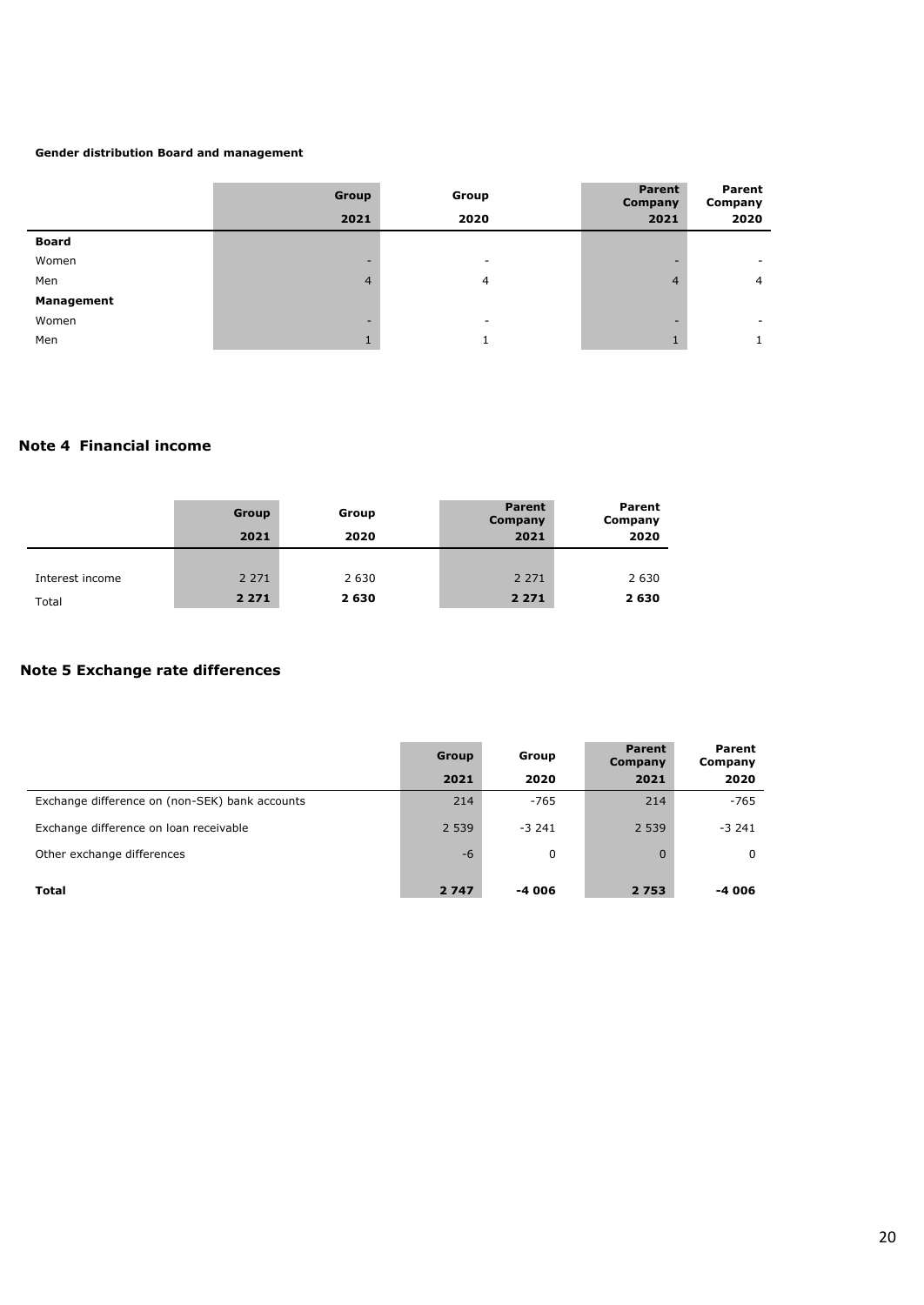**Gender distribution Board and management**

| | Group 2021 | Group 2020 | Parent Company 2021 | Parent Company 2020 |
|---|---|---|---|---|
| **Board** | | | | |
| Women | - | - | - | - |
| Men | 4 | 4 | 4 | 4 |
| **Management** | | | | |
| Women | - | - | - | - |
| Men | 1 | 1 | 1 | 1 |

## Note 4 Financial income

| | Group 2021 | Group 2020 | Parent Company 2021 | Parent Company 2020 |
|---|---|---|---|---|
| Interest income | 2 271 | 2 630 | 2 271 | 2 630 |
| Total | **2 271** | **2 630** | **2 271** | **2 630** |

## Note 5 Exchange rate differences

| | Group 2021 | Group 2020 | Parent Company 2021 | Parent Company 2020 |
|---|---|---|---|---|
| Exchange difference on (non-SEK) bank accounts | 214 | -765 | 214 | -765 |
| Exchange difference on loan receivable | 2 539 | -3 241 | 2 539 | -3 241 |
| Other exchange differences | -6 | 0 | 0 | 0 |
| **Total** | **2 747** | **-4 006** | **2 753** | **-4 006** |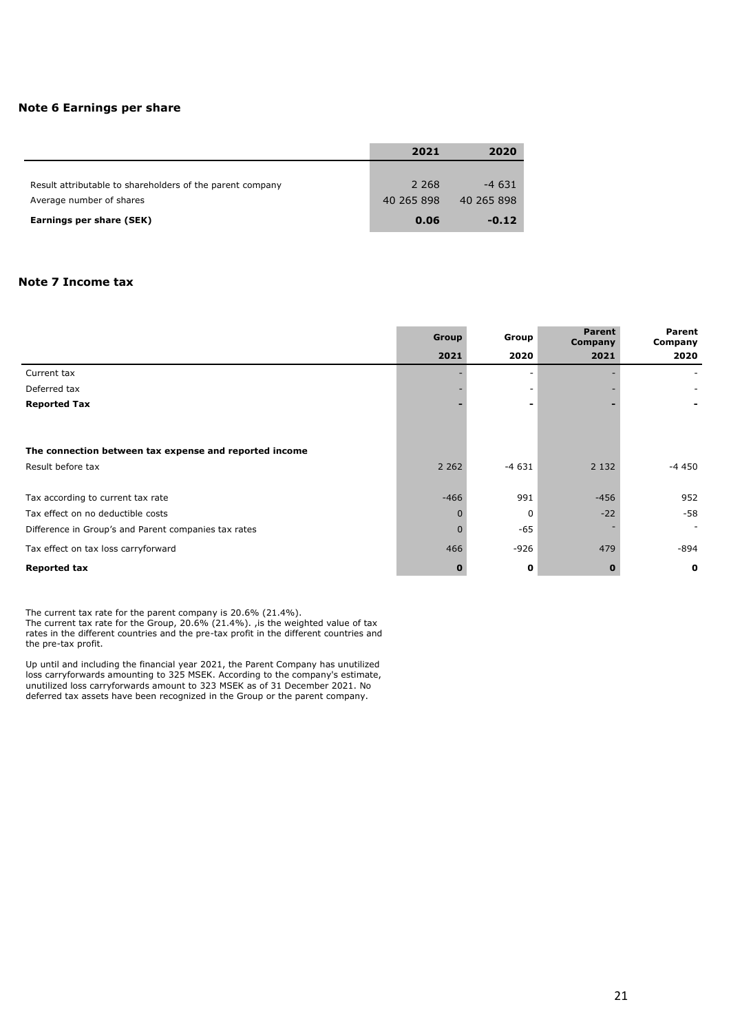## Note 6 Earnings per share

| | 2021 | 2020 |
|---|---|---|
| Result attributable to shareholders of the parent company | 2 268 | -4 631 |
| Average number of shares | 40 265 898 | 40 265 898 |
| **Earnings per share (SEK)** | **0.06** | **-0.12** |

## Note 7 Income tax

| | Group 2021 | Group 2020 | Parent Company 2021 | Parent Company 2020 |
|---|---|---|---|---|
| Current tax | - | - | - | - |
| Deferred tax | - | - | - | - |
| **Reported Tax** | **-** | **-** | **-** | **-** |
| | | | | |
| **The connection between tax expense and reported income** | | | | |
| Result before tax | 2 262 | -4 631 | 2 132 | -4 450 |
| | | | | |
| Tax according to current tax rate | -466 | 991 | -456 | 952 |
| Tax effect on no deductible costs | 0 | 0 | -22 | -58 |
| Difference in Group's and Parent companies tax rates | 0 | -65 | - | - |
| Tax effect on tax loss carryforward | 466 | -926 | 479 | -894 |
| **Reported tax** | **0** | **0** | **0** | **0** |

The current tax rate for the parent company is 20.6% (21.4%).
The current tax rate for the Group, 20.6% (21.4%). ,is the weighted value of tax rates in the different countries and the pre-tax profit in the different countries and the pre-tax profit.

Up until and including the financial year 2021, the Parent Company has unutilized loss carryforwards amounting to 325 MSEK. According to the company's estimate, unutilized loss carryforwards amount to 323 MSEK as of 31 December 2021. No deferred tax assets have been recognized in the Group or the parent company.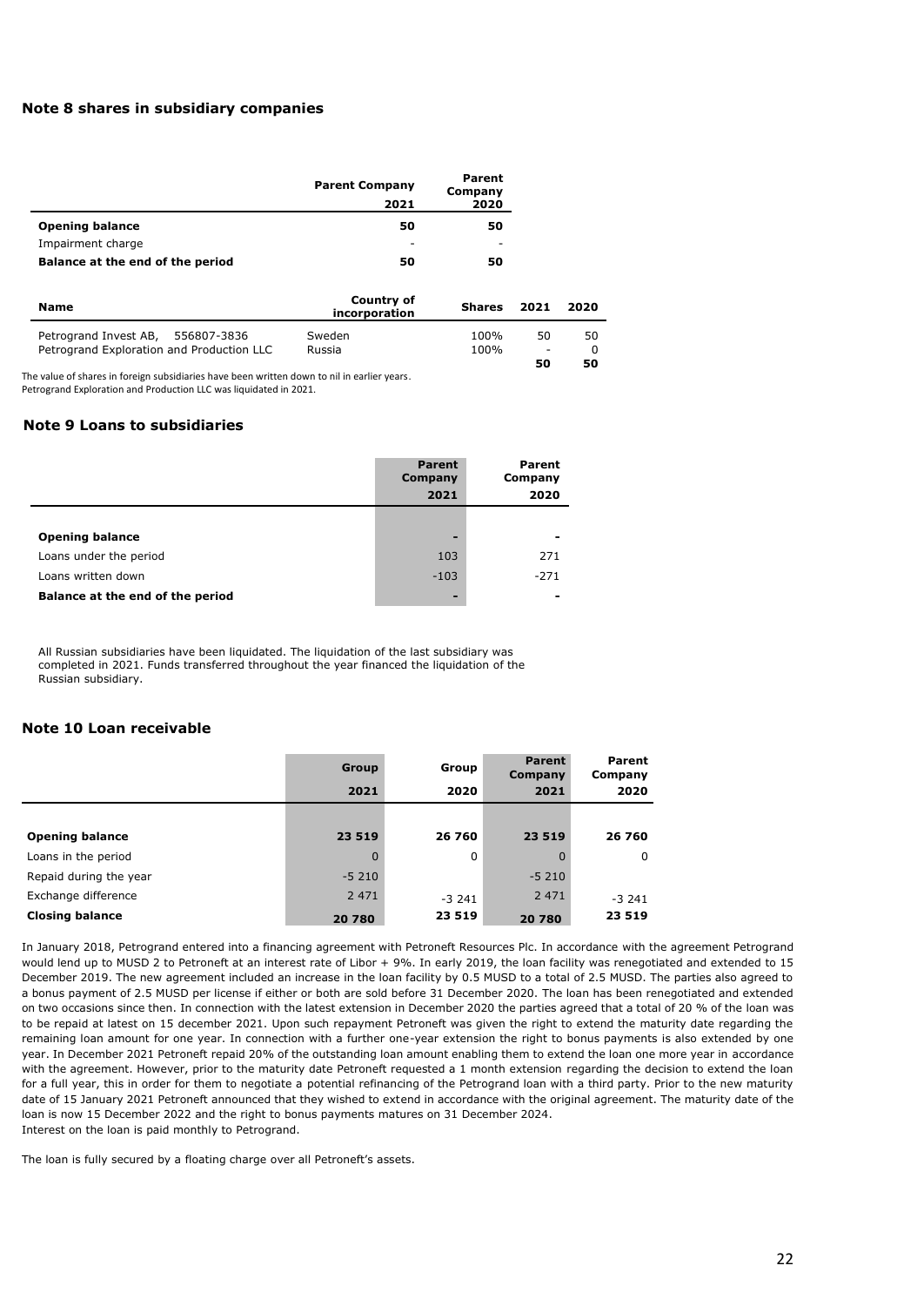## Note 8 shares in subsidiary companies

| | Parent Company 2021 | Parent Company 2020 |
|---|---|---|
| **Opening balance** | **50** | **50** |
| Impairment charge | - | - |
| **Balance at the end of the period** | **50** | **50** |

| Name | Country of incorporation | Shares | 2021 | 2020 |
|---|---|---|---|---|
| Petrogrand Invest AB, 556807-3836 | Sweden | 100% | 50 | 50 |
| Petrogrand Exploration and Production LLC | Russia | 100% | - | 0 |
| | | | **50** | **50** |

The value of shares in foreign subsidiaries have been written down to nil in earlier years.
Petrogrand Exploration and Production LLC was liquidated in 2021.

## Note 9 Loans to subsidiaries

| | Parent Company 2021 | Parent Company 2020 |
|---|---|---|
| **Opening balance** | - | - |
| Loans under the period | 103 | 271 |
| Loans written down | -103 | -271 |
| **Balance at the end of the period** | - | - |

All Russian subsidiaries have been liquidated. The liquidation of the last subsidiary was completed in 2021. Funds transferred throughout the year financed the liquidation of the Russian subsidiary.

## Note 10 Loan receivable

| | Group 2021 | Group 2020 | Parent Company 2021 | Parent Company 2020 |
|---|---|---|---|---|
| **Opening balance** | **23 519** | **26 760** | **23 519** | **26 760** |
| Loans in the period | 0 | 0 | 0 | 0 |
| Repaid during the year | -5 210 | | -5 210 | |
| Exchange difference | 2 471 | -3 241 | 2 471 | -3 241 |
| **Closing balance** | **20 780** | **23 519** | **20 780** | **23 519** |

In January 2018, Petrogrand entered into a financing agreement with Petroneft Resources Plc. In accordance with the agreement Petrogrand would lend up to MUSD 2 to Petroneft at an interest rate of Libor + 9%. In early 2019, the loan facility was renegotiated and extended to 15 December 2019. The new agreement included an increase in the loan facility by 0.5 MUSD to a total of 2.5 MUSD. The parties also agreed to a bonus payment of 2.5 MUSD per license if either or both are sold before 31 December 2020. The loan has been renegotiated and extended on two occasions since then. In connection with the latest extension in December 2020 the parties agreed that a total of 20 % of the loan was to be repaid at latest on 15 december 2021. Upon such repayment Petroneft was given the right to extend the maturity date regarding the remaining loan amount for one year. In connection with a further one-year extension the right to bonus payments is also extended by one year. In December 2021 Petroneft repaid 20% of the outstanding loan amount enabling them to extend the loan one more year in accordance with the agreement. However, prior to the maturity date Petroneft requested a 1 month extension regarding the decision to extend the loan for a full year, this in order for them to negotiate a potential refinancing of the Petrogrand loan with a third party. Prior to the new maturity date of 15 January 2021 Petroneft announced that they wished to extend in accordance with the original agreement. The maturity date of the loan is now 15 December 2022 and the right to bonus payments matures on 31 December 2024.
Interest on the loan is paid monthly to Petrogrand.

The loan is fully secured by a floating charge over all Petroneft's assets.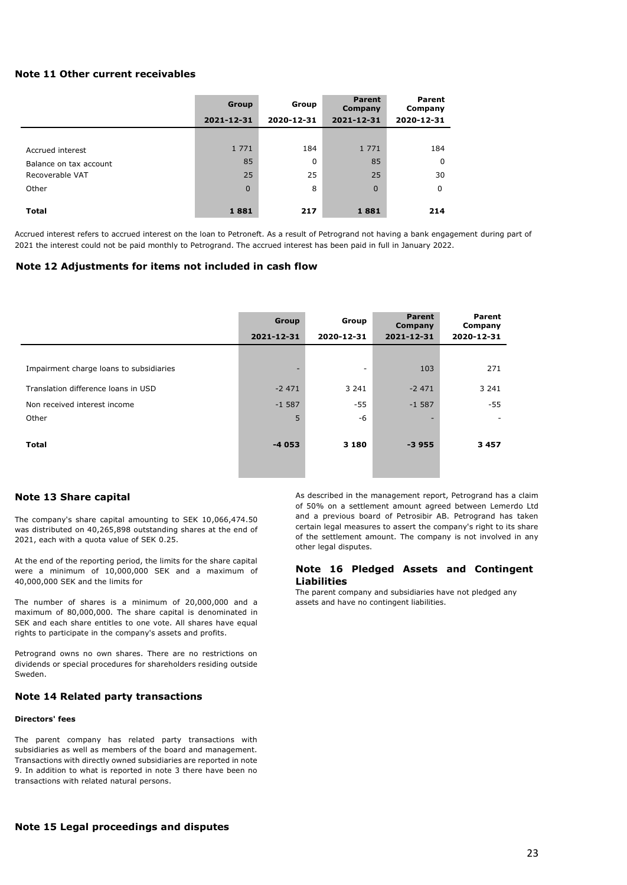## Note 11 Other current receivables

| | Group 2021-12-31 | Group 2020-12-31 | Parent Company 2021-12-31 | Parent Company 2020-12-31 |
|---|---|---|---|---|
| Accrued interest | 1 771 | 184 | 1 771 | 184 |
| Balance on tax account | 85 | 0 | 85 | 0 |
| Recoverable VAT | 25 | 25 | 25 | 30 |
| Other | 0 | 8 | 0 | 0 |
| **Total** | **1 881** | **217** | **1 881** | **214** |

Accrued interest refers to accrued interest on the loan to Petroneft. As a result of Petrogrand not having a bank engagement during part of 2021 the interest could not be paid monthly to Petrogrand. The accrued interest has been paid in full in January 2022.

## Note 12 Adjustments for items not included in cash flow

| | Group 2021-12-31 | Group 2020-12-31 | Parent Company 2021-12-31 | Parent Company 2020-12-31 |
|---|---|---|---|---|
| Impairment charge loans to subsidiaries | - | - | 103 | 271 |
| Translation difference loans in USD | -2 471 | 3 241 | -2 471 | 3 241 |
| Non received interest income | -1 587 | -55 | -1 587 | -55 |
| Other | 5 | -6 | - | - |
| **Total** | **-4 053** | **3 180** | **-3 955** | **3 457** |

## Note 13 Share capital

The company's share capital amounting to SEK 10,066,474.50 was distributed on 40,265,898 outstanding shares at the end of 2021, each with a quota value of SEK 0.25.

At the end of the reporting period, the limits for the share capital were a minimum of 10,000,000 SEK and a maximum of 40,000,000 SEK and the limits for

The number of shares is a minimum of 20,000,000 and a maximum of 80,000,000. The share capital is denominated in SEK and each share entitles to one vote. All shares have equal rights to participate in the company's assets and profits.

Petrogrand owns no own shares. There are no restrictions on dividends or special procedures for shareholders residing outside Sweden.

## Note 14 Related party transactions

**Directors' fees**

The parent company has related party transactions with subsidiaries as well as members of the board and management. Transactions with directly owned subsidiaries are reported in note 9. In addition to what is reported in note 3 there have been no transactions with related natural persons.

## Note 15 Legal proceedings and disputes

As described in the management report, Petrogrand has a claim of 50% on a settlement amount agreed between Lemerdo Ltd and a previous board of Petrosibir AB. Petrogrand has taken certain legal measures to assert the company's right to its share of the settlement amount. The company is not involved in any other legal disputes.

## Note 16 Pledged Assets and Contingent Liabilities

The parent company and subsidiaries have not pledged any assets and have no contingent liabilities.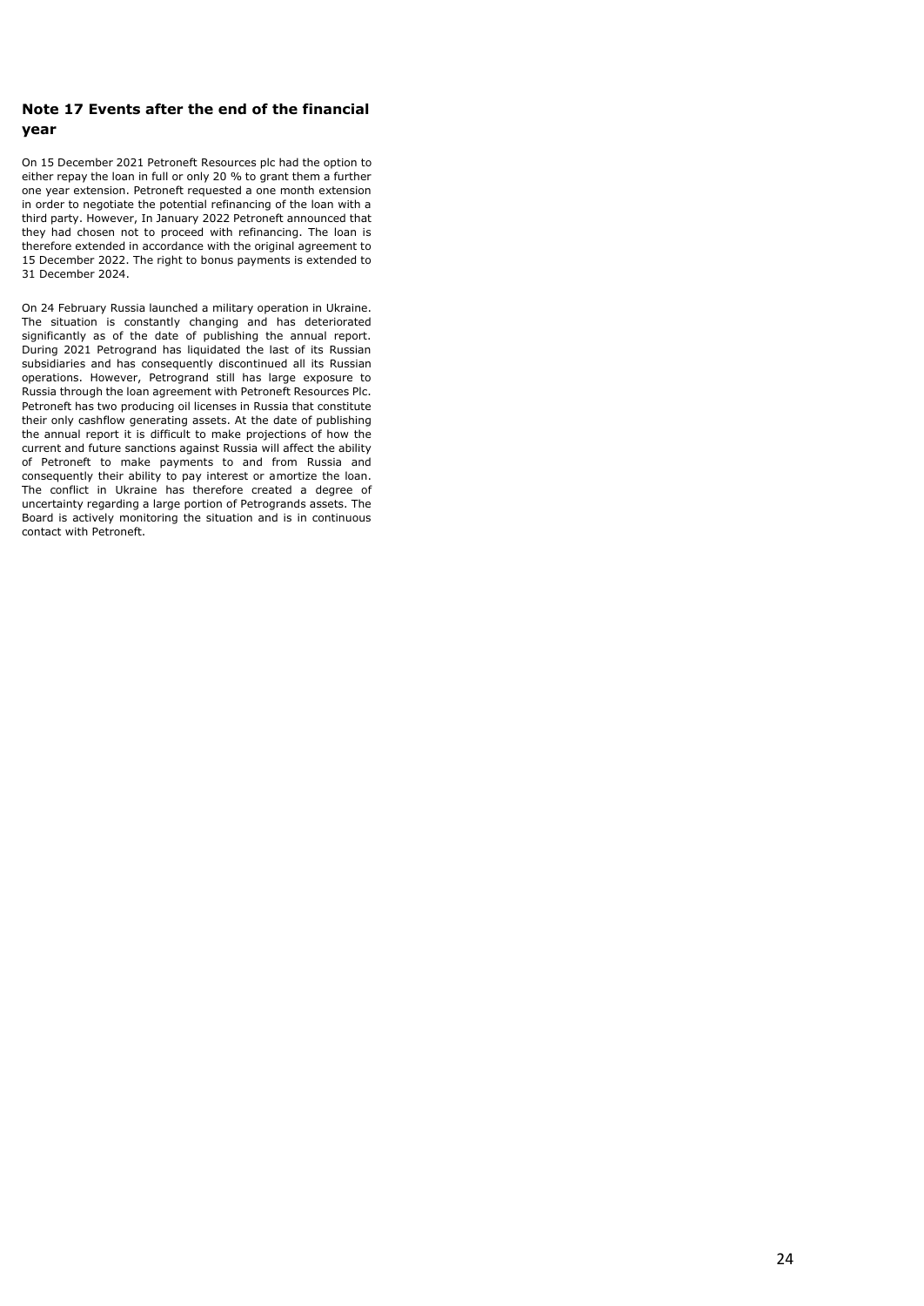## Note 17 Events after the end of the financial year

On 15 December 2021 Petroneft Resources plc had the option to either repay the loan in full or only 20 % to grant them a further one year extension. Petroneft requested a one month extension in order to negotiate the potential refinancing of the loan with a third party. However, In January 2022 Petroneft announced that they had chosen not to proceed with refinancing. The loan is therefore extended in accordance with the original agreement to 15 December 2022. The right to bonus payments is extended to 31 December 2024.

On 24 February Russia launched a military operation in Ukraine. The situation is constantly changing and has deteriorated significantly as of the date of publishing the annual report. During 2021 Petrogrand has liquidated the last of its Russian subsidiaries and has consequently discontinued all its Russian operations. However, Petrogrand still has large exposure to Russia through the loan agreement with Petroneft Resources Plc. Petroneft has two producing oil licenses in Russia that constitute their only cashflow generating assets. At the date of publishing the annual report it is difficult to make projections of how the current and future sanctions against Russia will affect the ability of Petroneft to make payments to and from Russia and consequently their ability to pay interest or amortize the loan. The conflict in Ukraine has therefore created a degree of uncertainty regarding a large portion of Petrogrands assets. The Board is actively monitoring the situation and is in continuous contact with Petroneft.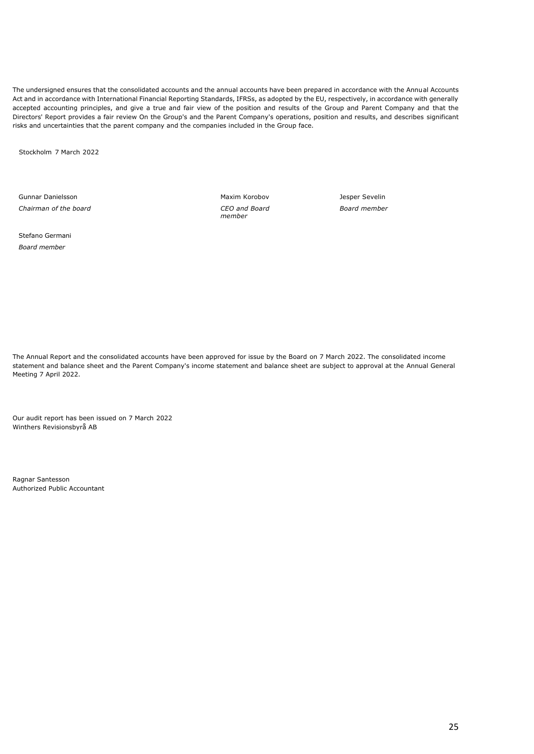The undersigned ensures that the consolidated accounts and the annual accounts have been prepared in accordance with the Annual Accounts Act and in accordance with International Financial Reporting Standards, IFRSs, as adopted by the EU, respectively, in accordance with generally accepted accounting principles, and give a true and fair view of the position and results of the Group and Parent Company and that the Directors' Report provides a fair review On the Group's and the Parent Company's operations, position and results, and describes significant risks and uncertainties that the parent company and the companies included in the Group face.

Stockholm 7 March 2022

Gunnar Danielsson
*Chairman of the board*

Maxim Korobov
*CEO and Board member*

Jesper Sevelin
*Board member*

Stefano Germani
*Board member*

The Annual Report and the consolidated accounts have been approved for issue by the Board on 7 March 2022. The consolidated income statement and balance sheet and the Parent Company's income statement and balance sheet are subject to approval at the Annual General Meeting 7 April 2022.

Our audit report has been issued on 7 March 2022
Winthers Revisionsbyrå AB

Ragnar Santesson
Authorized Public Accountant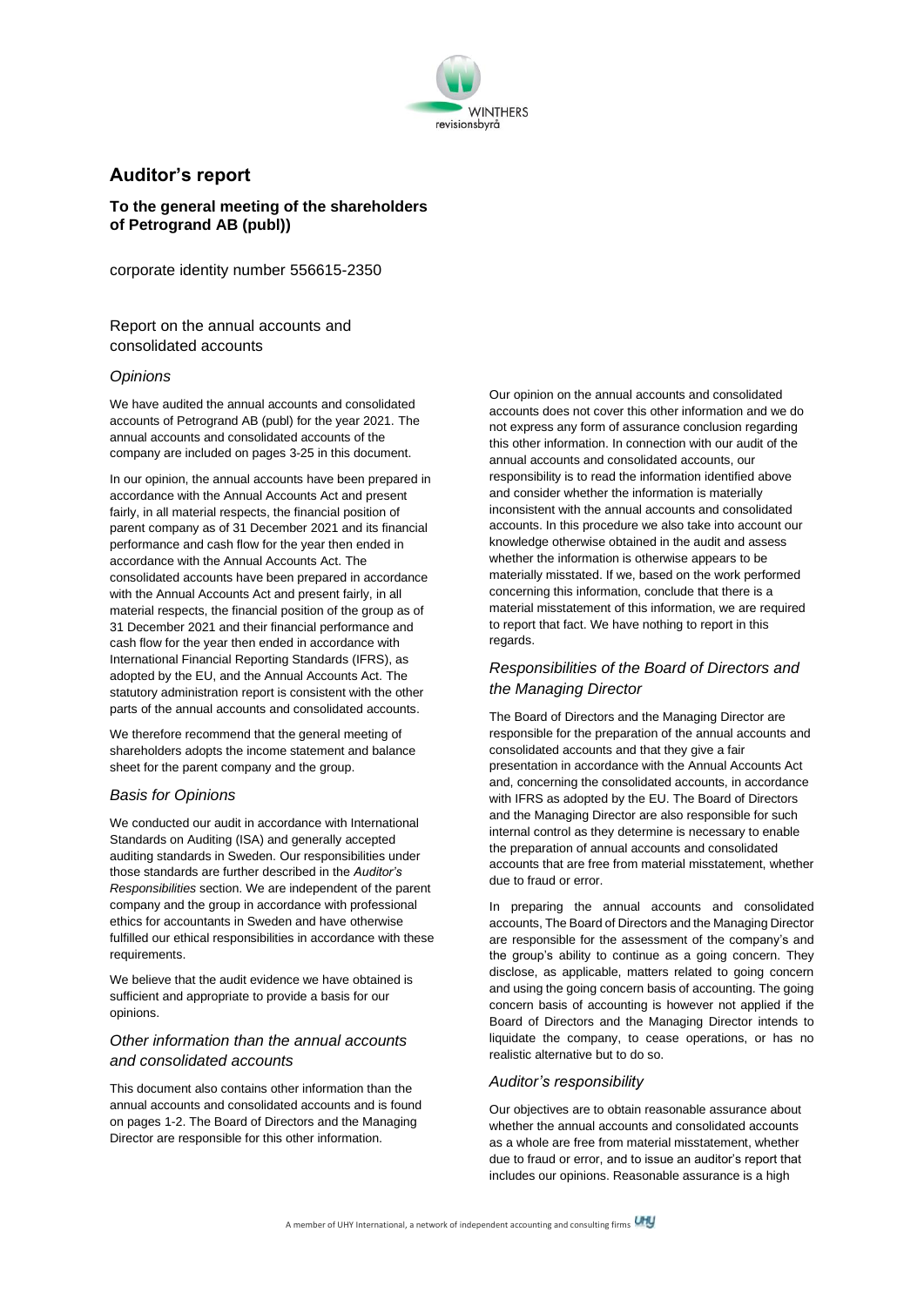# Auditor's report

**To the general meeting of the shareholders of Petrogrand AB (publ))**

corporate identity number 556615-2350

## Report on the annual accounts and consolidated accounts

### *Opinions*

We have audited the annual accounts and consolidated accounts of Petrogrand AB (publ) for the year 2021. The annual accounts and consolidated accounts of the company are included on pages 3-25 in this document.

In our opinion, the annual accounts have been prepared in accordance with the Annual Accounts Act and present fairly, in all material respects, the financial position of parent company as of 31 December 2021 and its financial performance and cash flow for the year then ended in accordance with the Annual Accounts Act. The consolidated accounts have been prepared in accordance with the Annual Accounts Act and present fairly, in all material respects, the financial position of the group as of 31 December 2021 and their financial performance and cash flow for the year then ended in accordance with International Financial Reporting Standards (IFRS), as adopted by the EU, and the Annual Accounts Act. The statutory administration report is consistent with the other parts of the annual accounts and consolidated accounts.

We therefore recommend that the general meeting of shareholders adopts the income statement and balance sheet for the parent company and the group.

### *Basis for Opinions*

We conducted our audit in accordance with International Standards on Auditing (ISA) and generally accepted auditing standards in Sweden. Our responsibilities under those standards are further described in the *Auditor's Responsibilities* section. We are independent of the parent company and the group in accordance with professional ethics for accountants in Sweden and have otherwise fulfilled our ethical responsibilities in accordance with these requirements.

We believe that the audit evidence we have obtained is sufficient and appropriate to provide a basis for our opinions.

### *Other information than the annual accounts and consolidated accounts*

This document also contains other information than the annual accounts and consolidated accounts and is found on pages 1-2. The Board of Directors and the Managing Director are responsible for this other information.

Our opinion on the annual accounts and consolidated accounts does not cover this other information and we do not express any form of assurance conclusion regarding this other information. In connection with our audit of the annual accounts and consolidated accounts, our responsibility is to read the information identified above and consider whether the information is materially inconsistent with the annual accounts and consolidated accounts. In this procedure we also take into account our knowledge otherwise obtained in the audit and assess whether the information is otherwise appears to be materially misstated. If we, based on the work performed concerning this information, conclude that there is a material misstatement of this information, we are required to report that fact. We have nothing to report in this regards.

### *Responsibilities of the Board of Directors and the Managing Director*

The Board of Directors and the Managing Director are responsible for the preparation of the annual accounts and consolidated accounts and that they give a fair presentation in accordance with the Annual Accounts Act and, concerning the consolidated accounts, in accordance with IFRS as adopted by the EU. The Board of Directors and the Managing Director are also responsible for such internal control as they determine is necessary to enable the preparation of annual accounts and consolidated accounts that are free from material misstatement, whether due to fraud or error.

In preparing the annual accounts and consolidated accounts, The Board of Directors and the Managing Director are responsible for the assessment of the company's and the group's ability to continue as a going concern. They disclose, as applicable, matters related to going concern and using the going concern basis of accounting. The going concern basis of accounting is however not applied if the Board of Directors and the Managing Director intends to liquidate the company, to cease operations, or has no realistic alternative but to do so.

### *Auditor's responsibility*

Our objectives are to obtain reasonable assurance about whether the annual accounts and consolidated accounts as a whole are free from material misstatement, whether due to fraud or error, and to issue an auditor's report that includes our opinions. Reasonable assurance is a high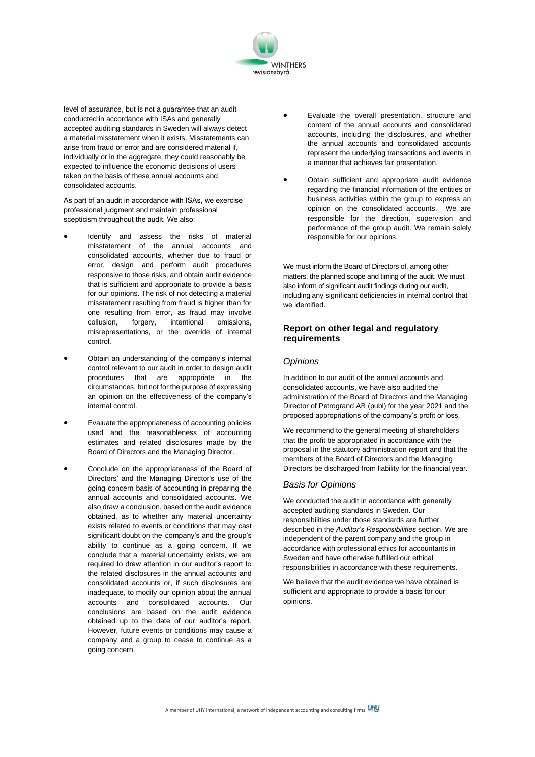level of assurance, but is not a guarantee that an audit conducted in accordance with ISAs and generally accepted auditing standards in Sweden will always detect a material misstatement when it exists. Misstatements can arise from fraud or error and are considered material if, individually or in the aggregate, they could reasonably be expected to influence the economic decisions of users taken on the basis of these annual accounts and consolidated accounts.

As part of an audit in accordance with ISAs, we exercise professional judgment and maintain professional scepticism throughout the audit. We also:

- Identify and assess the risks of material misstatement of the annual accounts and consolidated accounts, whether due to fraud or error, design and perform audit procedures responsive to those risks, and obtain audit evidence that is sufficient and appropriate to provide a basis for our opinions. The risk of not detecting a material misstatement resulting from fraud is higher than for one resulting from error, as fraud may involve collusion, forgery, intentional omissions, misrepresentations, or the override of internal control.
- Obtain an understanding of the company's internal control relevant to our audit in order to design audit procedures that are appropriate in the circumstances, but not for the purpose of expressing an opinion on the effectiveness of the company's internal control.
- Evaluate the appropriateness of accounting policies used and the reasonableness of accounting estimates and related disclosures made by the Board of Directors and the Managing Director.
- Conclude on the appropriateness of the Board of Directors' and the Managing Director's use of the going concern basis of accounting in preparing the annual accounts and consolidated accounts. We also draw a conclusion, based on the audit evidence obtained, as to whether any material uncertainty exists related to events or conditions that may cast significant doubt on the company's and the group's ability to continue as a going concern. If we conclude that a material uncertainty exists, we are required to draw attention in our auditor's report to the related disclosures in the annual accounts and consolidated accounts or, if such disclosures are inadequate, to modify our opinion about the annual accounts and consolidated accounts. Our conclusions are based on the audit evidence obtained up to the date of our auditor's report. However, future events or conditions may cause a company and a group to cease to continue as a going concern.
- Evaluate the overall presentation, structure and content of the annual accounts and consolidated accounts, including the disclosures, and whether the annual accounts and consolidated accounts represent the underlying transactions and events in a manner that achieves fair presentation.
- Obtain sufficient and appropriate audit evidence regarding the financial information of the entities or business activities within the group to express an opinion on the consolidated accounts. We are responsible for the direction, supervision and performance of the group audit. We remain solely responsible for our opinions.

We must inform the Board of Directors of, among other matters, the planned scope and timing of the audit. We must also inform of significant audit findings during our audit, including any significant deficiencies in internal control that we identified.

## Report on other legal and regulatory requirements

### *Opinions*

In addition to our audit of the annual accounts and consolidated accounts, we have also audited the administration of the Board of Directors and the Managing Director of Petrogrand AB (publ) for the year 2021 and the proposed appropriations of the company's profit or loss.

We recommend to the general meeting of shareholders that the profit be appropriated in accordance with the proposal in the statutory administration report and that the members of the Board of Directors and the Managing Directors be discharged from liability for the financial year.

### *Basis for Opinions*

We conducted the audit in accordance with generally accepted auditing standards in Sweden. Our responsibilities under those standards are further described in the *Auditor's Responsibilities* section. We are independent of the parent company and the group in accordance with professional ethics for accountants in Sweden and have otherwise fulfilled our ethical responsibilities in accordance with these requirements.

We believe that the audit evidence we have obtained is sufficient and appropriate to provide a basis for our opinions.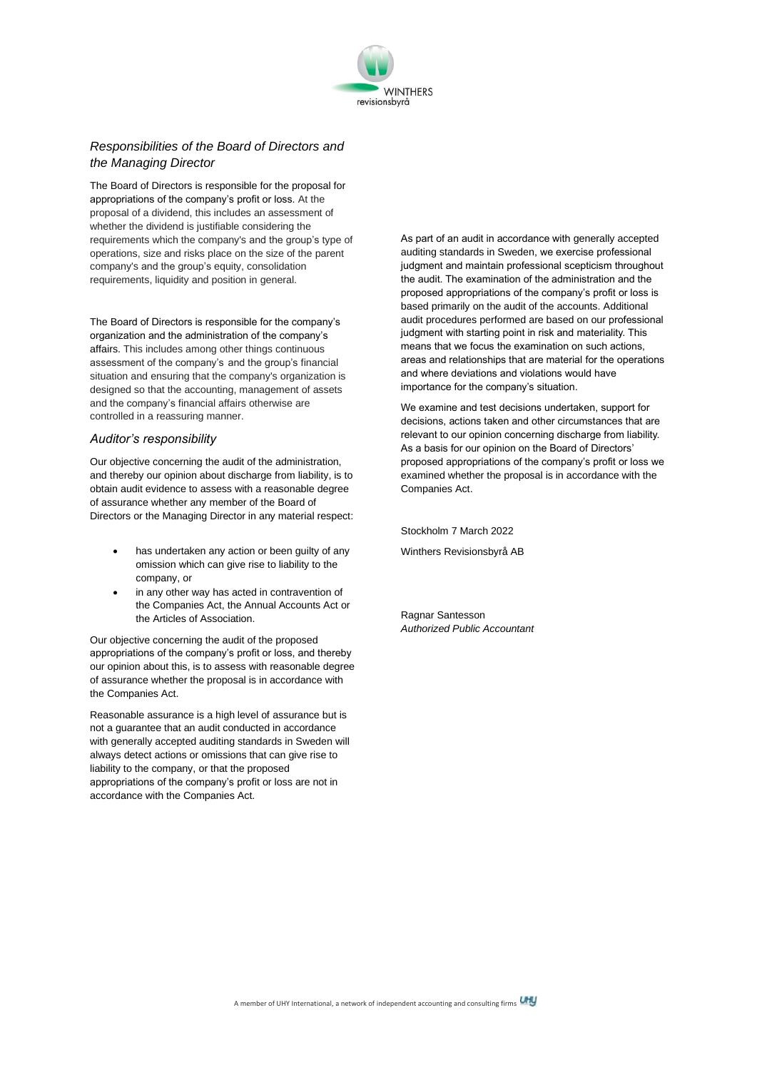### *Responsibilities of the Board of Directors and the Managing Director*

The Board of Directors is responsible for the proposal for appropriations of the company's profit or loss. At the proposal of a dividend, this includes an assessment of whether the dividend is justifiable considering the requirements which the company's and the group's type of operations, size and risks place on the size of the parent company's and the group's equity, consolidation requirements, liquidity and position in general.

The Board of Directors is responsible for the company's organization and the administration of the company's affairs. This includes among other things continuous assessment of the company's and the group's financial situation and ensuring that the company's organization is designed so that the accounting, management of assets and the company's financial affairs otherwise are controlled in a reassuring manner.

### *Auditor's responsibility*

Our objective concerning the audit of the administration, and thereby our opinion about discharge from liability, is to obtain audit evidence to assess with a reasonable degree of assurance whether any member of the Board of Directors or the Managing Director in any material respect:

- has undertaken any action or been guilty of any omission which can give rise to liability to the company, or
- in any other way has acted in contravention of the Companies Act, the Annual Accounts Act or the Articles of Association.

Our objective concerning the audit of the proposed appropriations of the company's profit or loss, and thereby our opinion about this, is to assess with reasonable degree of assurance whether the proposal is in accordance with the Companies Act.

Reasonable assurance is a high level of assurance but is not a guarantee that an audit conducted in accordance with generally accepted auditing standards in Sweden will always detect actions or omissions that can give rise to liability to the company, or that the proposed appropriations of the company's profit or loss are not in accordance with the Companies Act.

As part of an audit in accordance with generally accepted auditing standards in Sweden, we exercise professional judgment and maintain professional scepticism throughout the audit. The examination of the administration and the proposed appropriations of the company's profit or loss is based primarily on the audit of the accounts. Additional audit procedures performed are based on our professional judgment with starting point in risk and materiality. This means that we focus the examination on such actions, areas and relationships that are material for the operations and where deviations and violations would have importance for the company's situation.

We examine and test decisions undertaken, support for decisions, actions taken and other circumstances that are relevant to our opinion concerning discharge from liability. As a basis for our opinion on the Board of Directors' proposed appropriations of the company's profit or loss we examined whether the proposal is in accordance with the Companies Act.

Stockholm 7 March 2022

Winthers Revisionsbyrå AB

Ragnar Santesson
*Authorized Public Accountant*